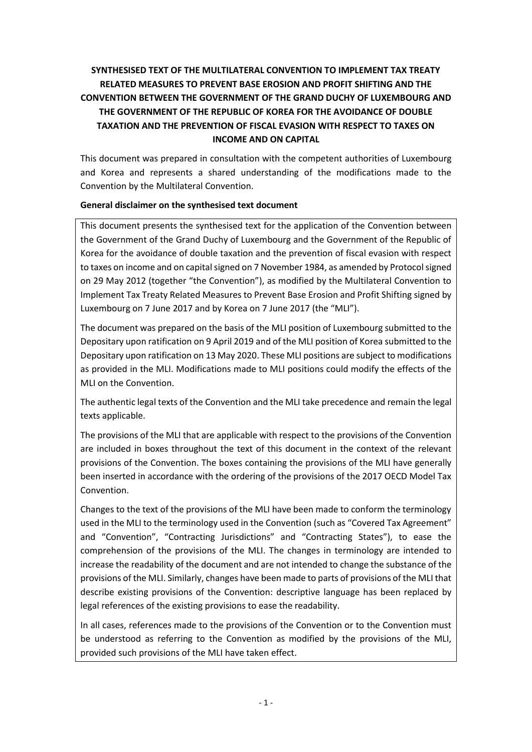**SYNTHESISED TEXT OF THE MULTILATERAL CONVENTION TO IMPLEMENT TAX TREATY RELATED MEASURES TO PREVENT BASE EROSION AND PROFIT SHIFTING AND THE CONVENTION BETWEEN THE GOVERNMENT OF THE GRAND DUCHY OF LUXEMBOURG AND THE GOVERNMENT OF THE REPUBLIC OF KOREA FOR THE AVOIDANCE OF DOUBLE TAXATION AND THE PREVENTION OF FISCAL EVASION WITH RESPECT TO TAXES ON INCOME AND ON CAPITAL**

This document was prepared in consultation with the competent authorities of Luxembourg and Korea and represents a shared understanding of the modifications made to the Convention by the Multilateral Convention.

**General disclaimer on the synthesised text document**

This document presents the synthesised text for the application of the Convention between the Government of the Grand Duchy of Luxembourg and the Government of the Republic of Korea for the avoidance of double taxation and the prevention of fiscal evasion with respect to taxes on income and on capital signed on 7 November 1984, as amended by Protocol signed on 29 May 2012 (together "the Convention"), as modified by the Multilateral Convention to Implement Tax Treaty Related Measures to Prevent Base Erosion and Profit Shifting signed by Luxembourg on 7 June 2017 and by Korea on 7 June 2017 (the "MLI").

The document was prepared on the basis of the MLI position of Luxembourg submitted to the Depositary upon ratification on 9 April 2019 and of the MLI position of Korea submitted to the Depositary upon ratification on 13 May 2020. These MLI positions are subject to modifications as provided in the MLI. Modifications made to MLI positions could modify the effects of the MLI on the Convention.

The authentic legal texts of the Convention and the MLI take precedence and remain the legal texts applicable.

The provisions of the MLI that are applicable with respect to the provisions of the Convention are included in boxes throughout the text of this document in the context of the relevant provisions of the Convention. The boxes containing the provisions of the MLI have generally been inserted in accordance with the ordering of the provisions of the 2017 OECD Model Tax Convention.

Changes to the text of the provisions of the MLI have been made to conform the terminology used in the MLI to the terminology used in the Convention (such as "Covered Tax Agreement" and "Convention", "Contracting Jurisdictions" and "Contracting States"), to ease the comprehension of the provisions of the MLI. The changes in terminology are intended to increase the readability of the document and are not intended to change the substance of the provisions of the MLI. Similarly, changes have been made to parts of provisions of the MLI that describe existing provisions of the Convention: descriptive language has been replaced by legal references of the existing provisions to ease the readability.

In all cases, references made to the provisions of the Convention or to the Convention must be understood as referring to the Convention as modified by the provisions of the MLI, provided such provisions of the MLI have taken effect.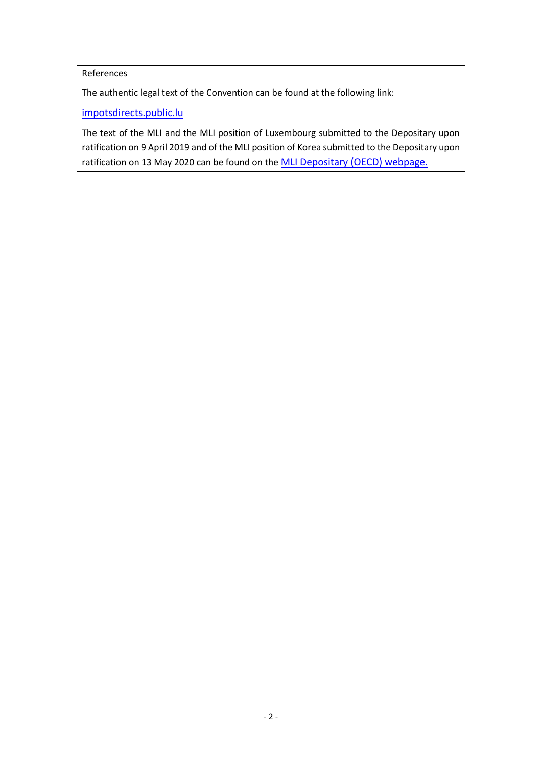References

The authentic legal text of the Convention can be found at the following link:

[impotsdirects.public.lu](impotsdirects.public.lu)

The text of the MLI and the MLI position of Luxembourg submitted to the Depositary upon ratification on 9 April 2019 and of the MLI position of Korea submitted to the Depositary upon ratification on 13 May 2020 can be found on the MLI Depositary (OECD) webpage.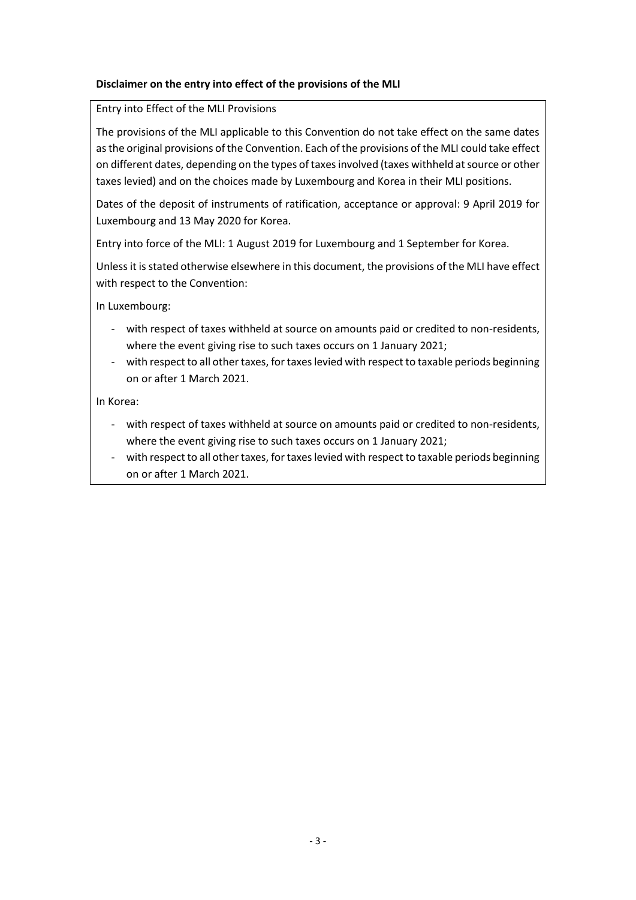**Disclaimer on the entry into effect of the provisions of the MLI**

Entry into Effect of the MLI Provisions

The provisions of the MLI applicable to this Convention do not take effect on the same dates as the original provisions of the Convention. Each of the provisions of the MLI could take effect on different dates, depending on the types of taxes involved (taxes withheld at source or other taxes levied) and on the choices made by Luxembourg and Korea in their MLI positions.

Dates of the deposit of instruments of ratification, acceptance or approval: 9 April 2019 for Luxembourg and 13 May 2020 for Korea.

Entry into force of the MLI: 1 August 2019 for Luxembourg and 1 September for Korea.

Unless it is stated otherwise elsewhere in this document, the provisions of the MLI have effect with respect to the Convention:

In Luxembourg:

- with respect of taxes withheld at source on amounts paid or credited to non-residents, where the event giving rise to such taxes occurs on 1 January 2021;
- with respect to all other taxes, for taxes levied with respect to taxable periods beginning on or after 1 March 2021.

In Korea:

- with respect of taxes withheld at source on amounts paid or credited to non-residents, where the event giving rise to such taxes occurs on 1 January 2021;
- with respect to all other taxes, for taxes levied with respect to taxable periods beginning on or after 1 March 2021.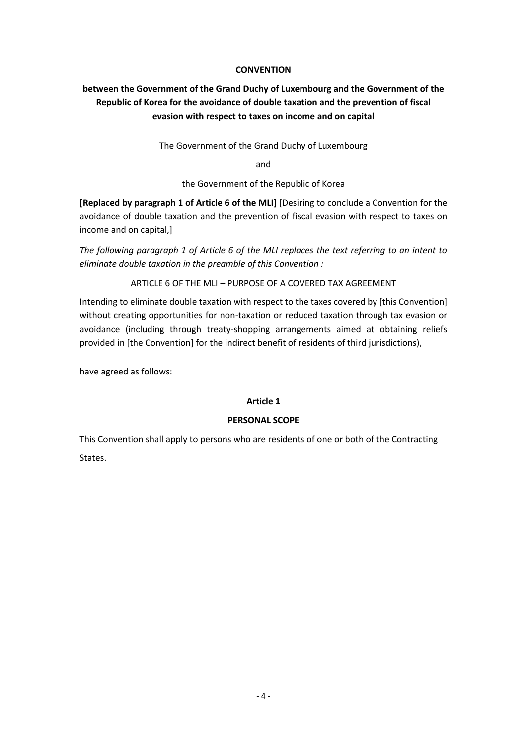**CONVENTION**

**between the Government of the Grand Duchy of Luxembourg and the Government of the Republic of Korea for the avoidance of double taxation and the prevention of fiscal evasion with respect to taxes on income and on capital**

The Government of the Grand Duchy of Luxembourg

and

the Government of the Republic of Korea

**[Replaced by paragraph 1 of Article 6 of the MLI]** [Desiring to conclude a Convention for the avoidance of double taxation and the prevention of fiscal evasion with respect to taxes on income and on capital,]

*The following paragraph 1 of Article 6 of the MLI replaces the text referring to an intent to eliminate double taxation in the preamble of this Convention :*

ARTICLE 6 OF THE MLI – PURPOSE OF A COVERED TAX AGREEMENT

Intending to eliminate double taxation with respect to the taxes covered by [this Convention] without creating opportunities for non-taxation or reduced taxation through tax evasion or avoidance (including through treaty-shopping arrangements aimed at obtaining reliefs provided in [the Convention] for the indirect benefit of residents of third jurisdictions),

have agreed as follows:

**Article 1**

**PERSONAL SCOPE**

This Convention shall apply to persons who are residents of one or both of the Contracting States.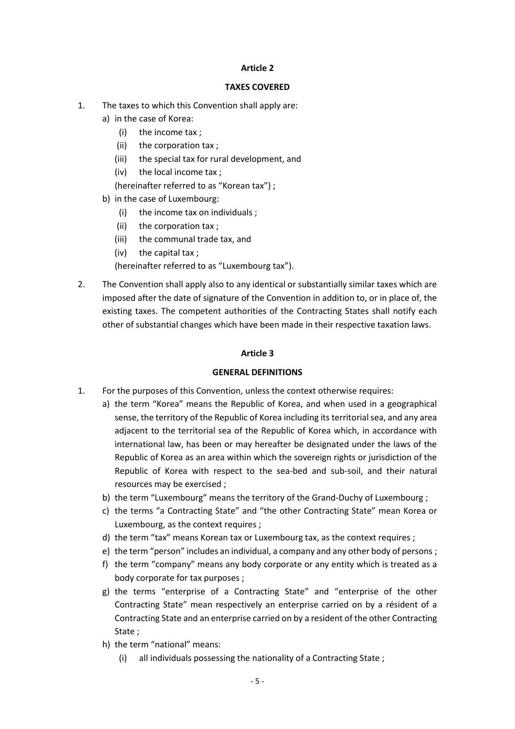**Article 2**

**TAXES COVERED**

1. The taxes to which this Convention shall apply are:
   a) in the case of Korea:
      (i) the income tax ;
      (ii) the corporation tax ;
      (iii) the special tax for rural development, and
      (iv) the local income tax ;

      (hereinafter referred to as "Korean tax") ;
   b) in the case of Luxembourg:
      (i) the income tax on individuals ;
      (ii) the corporation tax ;
      (iii) the communal trade tax, and
      (iv) the capital tax ;

      (hereinafter referred to as "Luxembourg tax").

2. The Convention shall apply also to any identical or substantially similar taxes which are imposed after the date of signature of the Convention in addition to, or in place of, the existing taxes. The competent authorities of the Contracting States shall notify each other of substantial changes which have been made in their respective taxation laws.

**Article 3**

**GENERAL DEFINITIONS**

1. For the purposes of this Convention, unless the context otherwise requires:
   a) the term "Korea" means the Republic of Korea, and when used in a geographical sense, the territory of the Republic of Korea including its territorial sea, and any area adjacent to the territorial sea of the Republic of Korea which, in accordance with international law, has been or may hereafter be designated under the laws of the Republic of Korea as an area within which the sovereign rights or jurisdiction of the Republic of Korea with respect to the sea-bed and sub-soil, and their natural resources may be exercised ;
   b) the term "Luxembourg" means the territory of the Grand-Duchy of Luxembourg ;
   c) the terms "a Contracting State" and "the other Contracting State" mean Korea or Luxembourg, as the context requires ;
   d) the term "tax" means Korean tax or Luxembourg tax, as the context requires ;
   e) the term "person" includes an individual, a company and any other body of persons ;
   f) the term "company" means any body corporate or any entity which is treated as a body corporate for tax purposes ;
   g) the terms "enterprise of a Contracting State" and "enterprise of the other Contracting State" mean respectively an enterprise carried on by a résident of a Contracting State and an enterprise carried on by a resident of the other Contracting State ;
   h) the term "national" means:
      (i) all individuals possessing the nationality of a Contracting State ;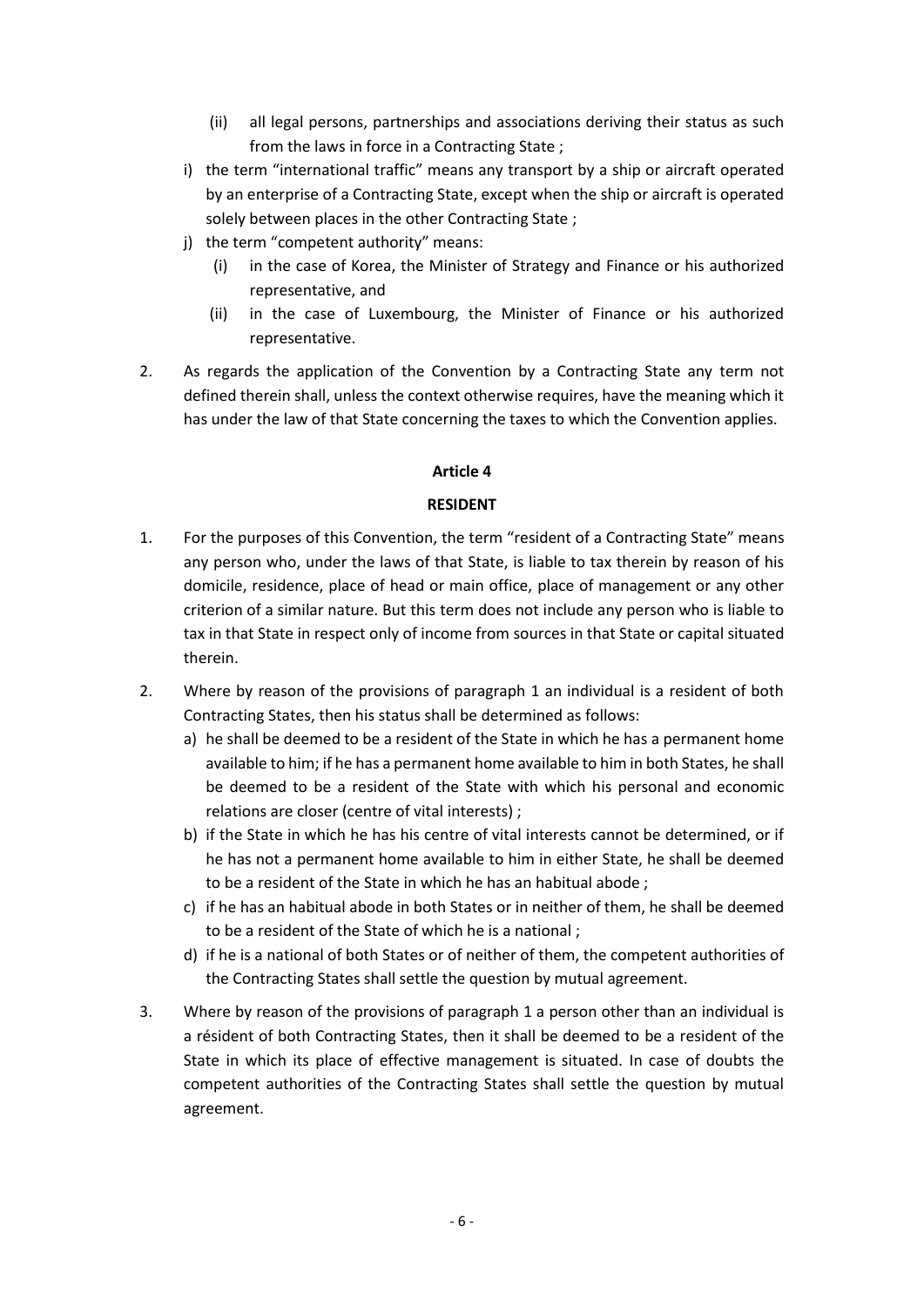(ii) all legal persons, partnerships and associations deriving their status as such from the laws in force in a Contracting State ;

i) the term "international traffic" means any transport by a ship or aircraft operated by an enterprise of a Contracting State, except when the ship or aircraft is operated solely between places in the other Contracting State ;

j) the term "competent authority" means:

   (i) in the case of Korea, the Minister of Strategy and Finance or his authorized representative, and

   (ii) in the case of Luxembourg, the Minister of Finance or his authorized representative.

2. As regards the application of the Convention by a Contracting State any term not defined therein shall, unless the context otherwise requires, have the meaning which it has under the law of that State concerning the taxes to which the Convention applies.

**Article 4**

**RESIDENT**

1. For the purposes of this Convention, the term "resident of a Contracting State" means any person who, under the laws of that State, is liable to tax therein by reason of his domicile, residence, place of head or main office, place of management or any other criterion of a similar nature. But this term does not include any person who is liable to tax in that State in respect only of income from sources in that State or capital situated therein.

2. Where by reason of the provisions of paragraph 1 an individual is a resident of both Contracting States, then his status shall be determined as follows:

   a) he shall be deemed to be a resident of the State in which he has a permanent home available to him; if he has a permanent home available to him in both States, he shall be deemed to be a resident of the State with which his personal and economic relations are closer (centre of vital interests) ;

   b) if the State in which he has his centre of vital interests cannot be determined, or if he has not a permanent home available to him in either State, he shall be deemed to be a resident of the State in which he has an habitual abode ;

   c) if he has an habitual abode in both States or in neither of them, he shall be deemed to be a resident of the State of which he is a national ;

   d) if he is a national of both States or of neither of them, the competent authorities of the Contracting States shall settle the question by mutual agreement.

3. Where by reason of the provisions of paragraph 1 a person other than an individual is a résident of both Contracting States, then it shall be deemed to be a resident of the State in which its place of effective management is situated. In case of doubts the competent authorities of the Contracting States shall settle the question by mutual agreement.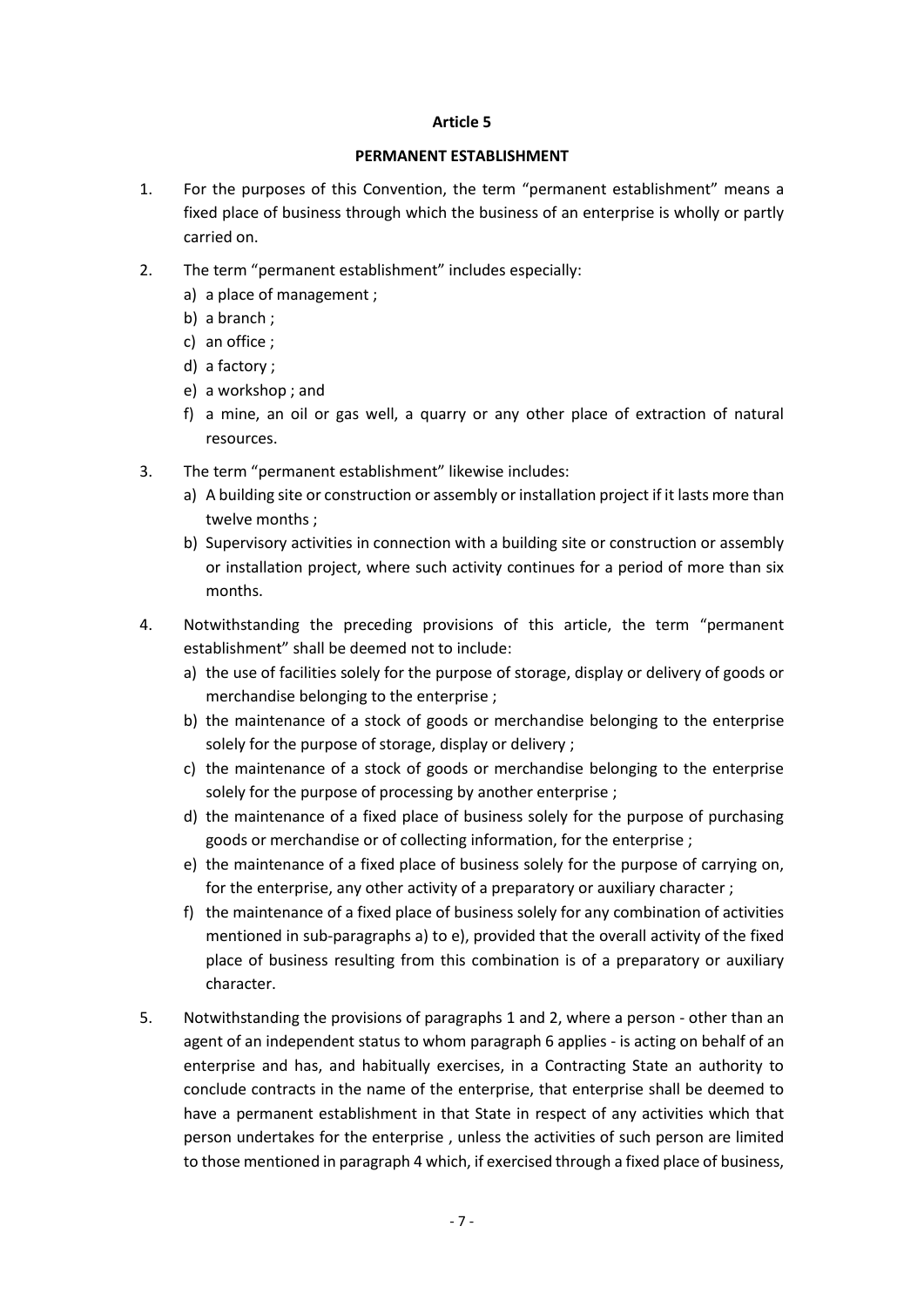**Article 5**

**PERMANENT ESTABLISHMENT**

1. For the purposes of this Convention, the term "permanent establishment" means a fixed place of business through which the business of an enterprise is wholly or partly carried on.

2. The term "permanent establishment" includes especially:
   a) a place of management ;
   b) a branch ;
   c) an office ;
   d) a factory ;
   e) a workshop ; and
   f) a mine, an oil or gas well, a quarry or any other place of extraction of natural resources.

3. The term "permanent establishment" likewise includes:
   a) A building site or construction or assembly or installation project if it lasts more than twelve months ;
   b) Supervisory activities in connection with a building site or construction or assembly or installation project, where such activity continues for a period of more than six months.

4. Notwithstanding the preceding provisions of this article, the term "permanent establishment" shall be deemed not to include:
   a) the use of facilities solely for the purpose of storage, display or delivery of goods or merchandise belonging to the enterprise ;
   b) the maintenance of a stock of goods or merchandise belonging to the enterprise solely for the purpose of storage, display or delivery ;
   c) the maintenance of a stock of goods or merchandise belonging to the enterprise solely for the purpose of processing by another enterprise ;
   d) the maintenance of a fixed place of business solely for the purpose of purchasing goods or merchandise or of collecting information, for the enterprise ;
   e) the maintenance of a fixed place of business solely for the purpose of carrying on, for the enterprise, any other activity of a preparatory or auxiliary character ;
   f) the maintenance of a fixed place of business solely for any combination of activities mentioned in sub-paragraphs a) to e), provided that the overall activity of the fixed place of business resulting from this combination is of a preparatory or auxiliary character.

5. Notwithstanding the provisions of paragraphs 1 and 2, where a person - other than an agent of an independent status to whom paragraph 6 applies - is acting on behalf of an enterprise and has, and habitually exercises, in a Contracting State an authority to conclude contracts in the name of the enterprise, that enterprise shall be deemed to have a permanent establishment in that State in respect of any activities which that person undertakes for the enterprise , unless the activities of such person are limited to those mentioned in paragraph 4 which, if exercised through a fixed place of business,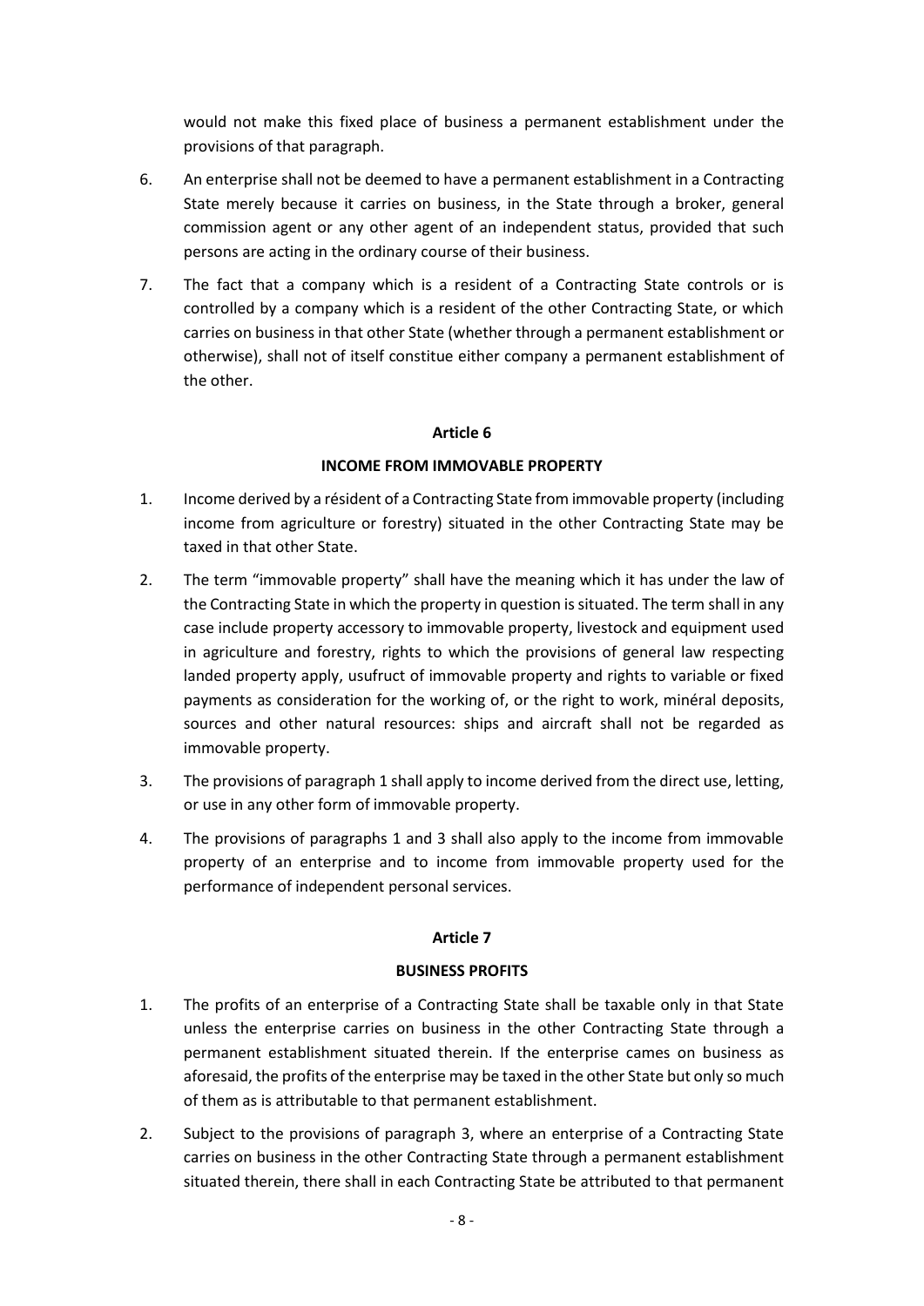would not make this fixed place of business a permanent establishment under the provisions of that paragraph.

6. An enterprise shall not be deemed to have a permanent establishment in a Contracting State merely because it carries on business, in the State through a broker, general commission agent or any other agent of an independent status, provided that such persons are acting in the ordinary course of their business.

7. The fact that a company which is a resident of a Contracting State controls or is controlled by a company which is a resident of the other Contracting State, or which carries on business in that other State (whether through a permanent establishment or otherwise), shall not of itself constitue either company a permanent establishment of the other.

**Article 6**

**INCOME FROM IMMOVABLE PROPERTY**

1. Income derived by a résident of a Contracting State from immovable property (including income from agriculture or forestry) situated in the other Contracting State may be taxed in that other State.

2. The term "immovable property" shall have the meaning which it has under the law of the Contracting State in which the property in question is situated. The term shall in any case include property accessory to immovable property, livestock and equipment used in agriculture and forestry, rights to which the provisions of general law respecting landed property apply, usufruct of immovable property and rights to variable or fixed payments as consideration for the working of, or the right to work, minéral deposits, sources and other natural resources: ships and aircraft shall not be regarded as immovable property.

3. The provisions of paragraph 1 shall apply to income derived from the direct use, letting, or use in any other form of immovable property.

4. The provisions of paragraphs 1 and 3 shall also apply to the income from immovable property of an enterprise and to income from immovable property used for the performance of independent personal services.

**Article 7**

**BUSINESS PROFITS**

1. The profits of an enterprise of a Contracting State shall be taxable only in that State unless the enterprise carries on business in the other Contracting State through a permanent establishment situated therein. If the enterprise cames on business as aforesaid, the profits of the enterprise may be taxed in the other State but only so much of them as is attributable to that permanent establishment.

2. Subject to the provisions of paragraph 3, where an enterprise of a Contracting State carries on business in the other Contracting State through a permanent establishment situated therein, there shall in each Contracting State be attributed to that permanent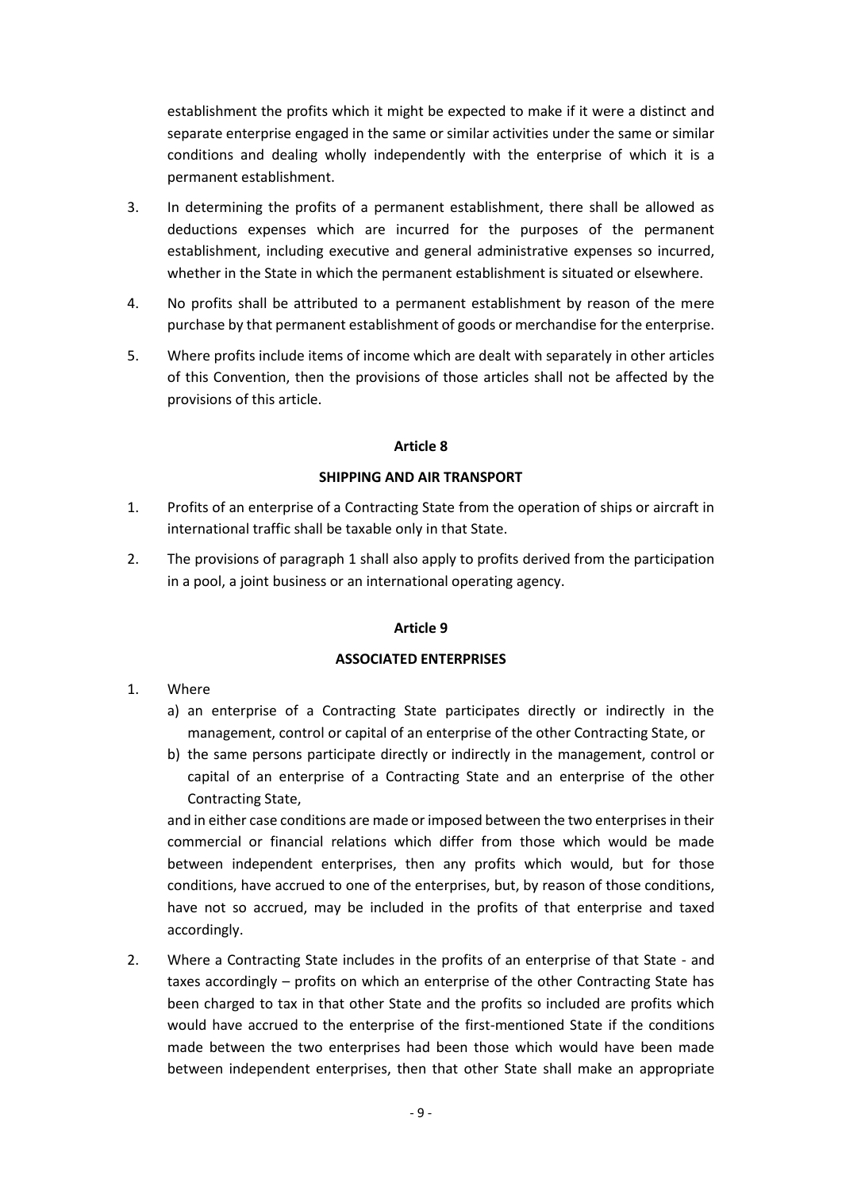establishment the profits which it might be expected to make if it were a distinct and separate enterprise engaged in the same or similar activities under the same or similar conditions and dealing wholly independently with the enterprise of which it is a permanent establishment.

3. In determining the profits of a permanent establishment, there shall be allowed as deductions expenses which are incurred for the purposes of the permanent establishment, including executive and general administrative expenses so incurred, whether in the State in which the permanent establishment is situated or elsewhere.

4. No profits shall be attributed to a permanent establishment by reason of the mere purchase by that permanent establishment of goods or merchandise for the enterprise.

5. Where profits include items of income which are dealt with separately in other articles of this Convention, then the provisions of those articles shall not be affected by the provisions of this article.

## Article 8

## SHIPPING AND AIR TRANSPORT

1. Profits of an enterprise of a Contracting State from the operation of ships or aircraft in international traffic shall be taxable only in that State.

2. The provisions of paragraph 1 shall also apply to profits derived from the participation in a pool, a joint business or an international operating agency.

## Article 9

## ASSOCIATED ENTERPRISES

1. Where
   a) an enterprise of a Contracting State participates directly or indirectly in the management, control or capital of an enterprise of the other Contracting State, or
   b) the same persons participate directly or indirectly in the management, control or capital of an enterprise of a Contracting State and an enterprise of the other Contracting State,

   and in either case conditions are made or imposed between the two enterprises in their commercial or financial relations which differ from those which would be made between independent enterprises, then any profits which would, but for those conditions, have accrued to one of the enterprises, but, by reason of those conditions, have not so accrued, may be included in the profits of that enterprise and taxed accordingly.

2. Where a Contracting State includes in the profits of an enterprise of that State - and taxes accordingly – profits on which an enterprise of the other Contracting State has been charged to tax in that other State and the profits so included are profits which would have accrued to the enterprise of the first-mentioned State if the conditions made between the two enterprises had been those which would have been made between independent enterprises, then that other State shall make an appropriate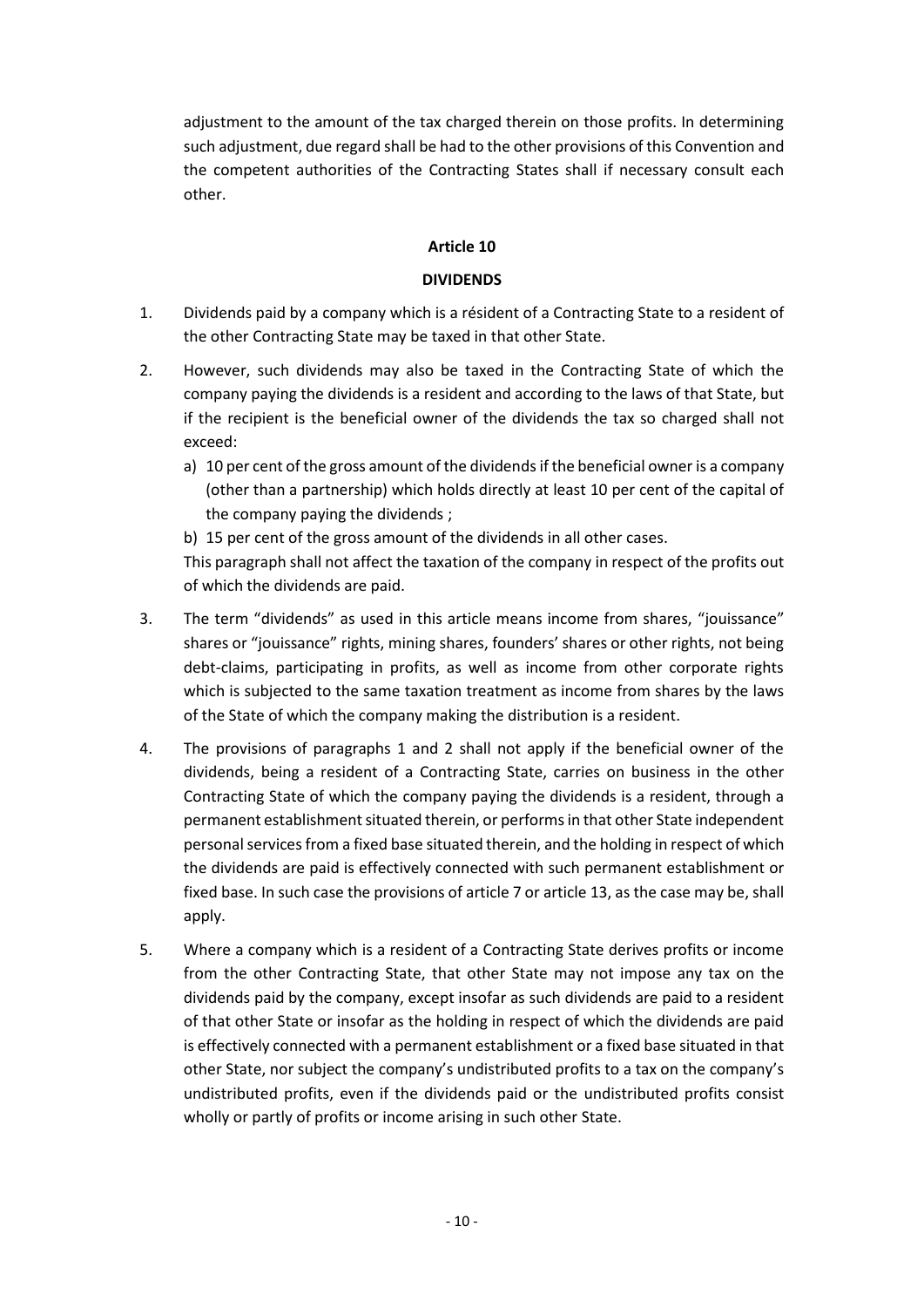adjustment to the amount of the tax charged therein on those profits. In determining such adjustment, due regard shall be had to the other provisions of this Convention and the competent authorities of the Contracting States shall if necessary consult each other.

## Article 10

## DIVIDENDS

1. Dividends paid by a company which is a résident of a Contracting State to a resident of the other Contracting State may be taxed in that other State.

2. However, such dividends may also be taxed in the Contracting State of which the company paying the dividends is a resident and according to the laws of that State, but if the recipient is the beneficial owner of the dividends the tax so charged shall not exceed:
   a) 10 per cent of the gross amount of the dividends if the beneficial owner is a company (other than a partnership) which holds directly at least 10 per cent of the capital of the company paying the dividends ;
   b) 15 per cent of the gross amount of the dividends in all other cases.

   This paragraph shall not affect the taxation of the company in respect of the profits out of which the dividends are paid.

3. The term "dividends" as used in this article means income from shares, "jouissance" shares or "jouissance" rights, mining shares, founders' shares or other rights, not being debt-claims, participating in profits, as well as income from other corporate rights which is subjected to the same taxation treatment as income from shares by the laws of the State of which the company making the distribution is a resident.

4. The provisions of paragraphs 1 and 2 shall not apply if the beneficial owner of the dividends, being a resident of a Contracting State, carries on business in the other Contracting State of which the company paying the dividends is a resident, through a permanent establishment situated therein, or performs in that other State independent personal services from a fixed base situated therein, and the holding in respect of which the dividends are paid is effectively connected with such permanent establishment or fixed base. In such case the provisions of article 7 or article 13, as the case may be, shall apply.

5. Where a company which is a resident of a Contracting State derives profits or income from the other Contracting State, that other State may not impose any tax on the dividends paid by the company, except insofar as such dividends are paid to a resident of that other State or insofar as the holding in respect of which the dividends are paid is effectively connected with a permanent establishment or a fixed base situated in that other State, nor subject the company's undistributed profits to a tax on the company's undistributed profits, even if the dividends paid or the undistributed profits consist wholly or partly of profits or income arising in such other State.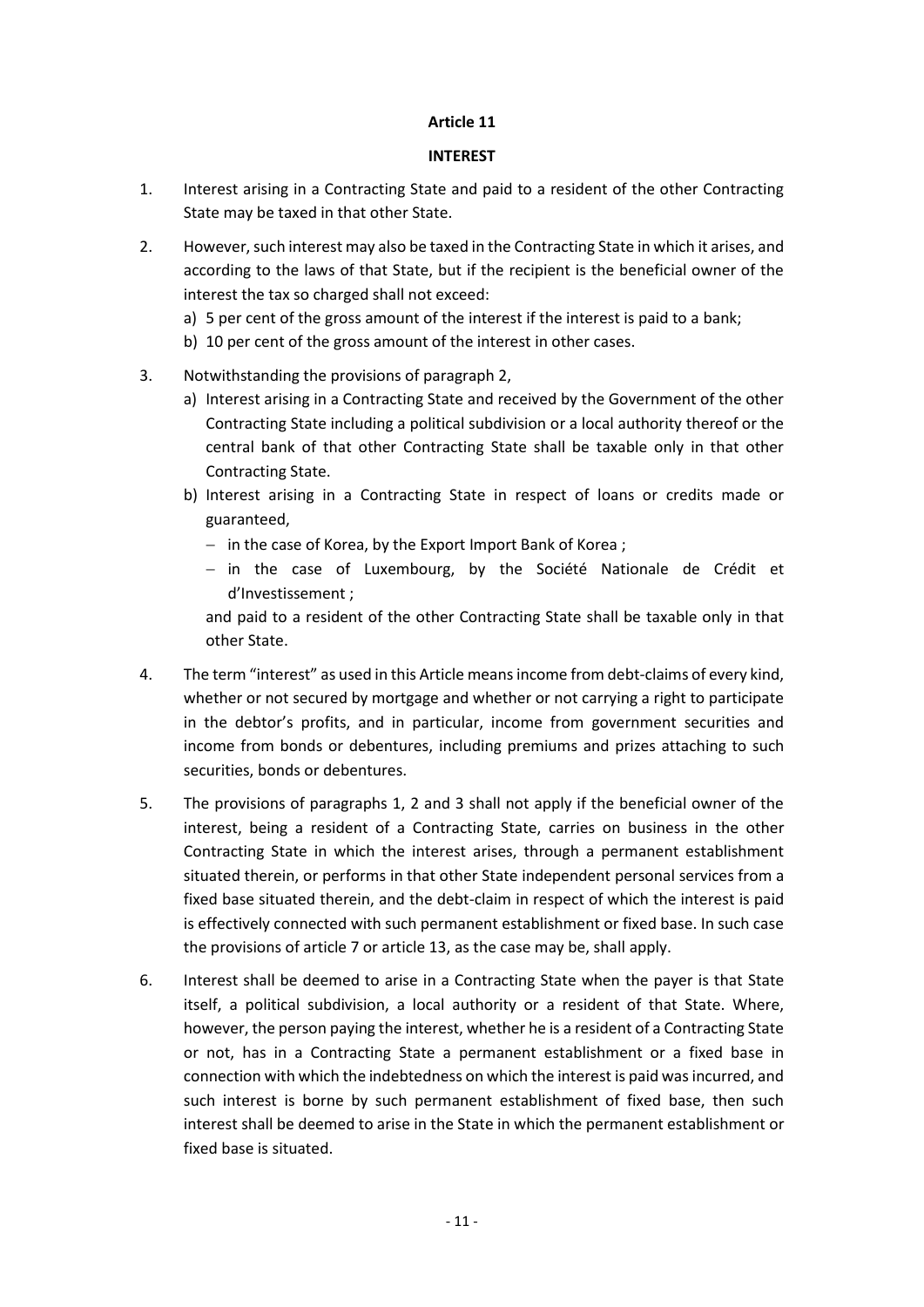**Article 11**

**INTEREST**

1. Interest arising in a Contracting State and paid to a resident of the other Contracting State may be taxed in that other State.

2. However, such interest may also be taxed in the Contracting State in which it arises, and according to the laws of that State, but if the recipient is the beneficial owner of the interest the tax so charged shall not exceed:
   a) 5 per cent of the gross amount of the interest if the interest is paid to a bank;
   b) 10 per cent of the gross amount of the interest in other cases.

3. Notwithstanding the provisions of paragraph 2,
   a) Interest arising in a Contracting State and received by the Government of the other Contracting State including a political subdivision or a local authority thereof or the central bank of that other Contracting State shall be taxable only in that other Contracting State.
   b) Interest arising in a Contracting State in respect of loans or credits made or guaranteed,
      - in the case of Korea, by the Export Import Bank of Korea ;
      - in the case of Luxembourg, by the Société Nationale de Crédit et d'Investissement ;

      and paid to a resident of the other Contracting State shall be taxable only in that other State.

4. The term "interest" as used in this Article means income from debt-claims of every kind, whether or not secured by mortgage and whether or not carrying a right to participate in the debtor's profits, and in particular, income from government securities and income from bonds or debentures, including premiums and prizes attaching to such securities, bonds or debentures.

5. The provisions of paragraphs 1, 2 and 3 shall not apply if the beneficial owner of the interest, being a resident of a Contracting State, carries on business in the other Contracting State in which the interest arises, through a permanent establishment situated therein, or performs in that other State independent personal services from a fixed base situated therein, and the debt-claim in respect of which the interest is paid is effectively connected with such permanent establishment or fixed base. In such case the provisions of article 7 or article 13, as the case may be, shall apply.

6. Interest shall be deemed to arise in a Contracting State when the payer is that State itself, a political subdivision, a local authority or a resident of that State. Where, however, the person paying the interest, whether he is a resident of a Contracting State or not, has in a Contracting State a permanent establishment or a fixed base in connection with which the indebtedness on which the interest is paid was incurred, and such interest is borne by such permanent establishment of fixed base, then such interest shall be deemed to arise in the State in which the permanent establishment or fixed base is situated.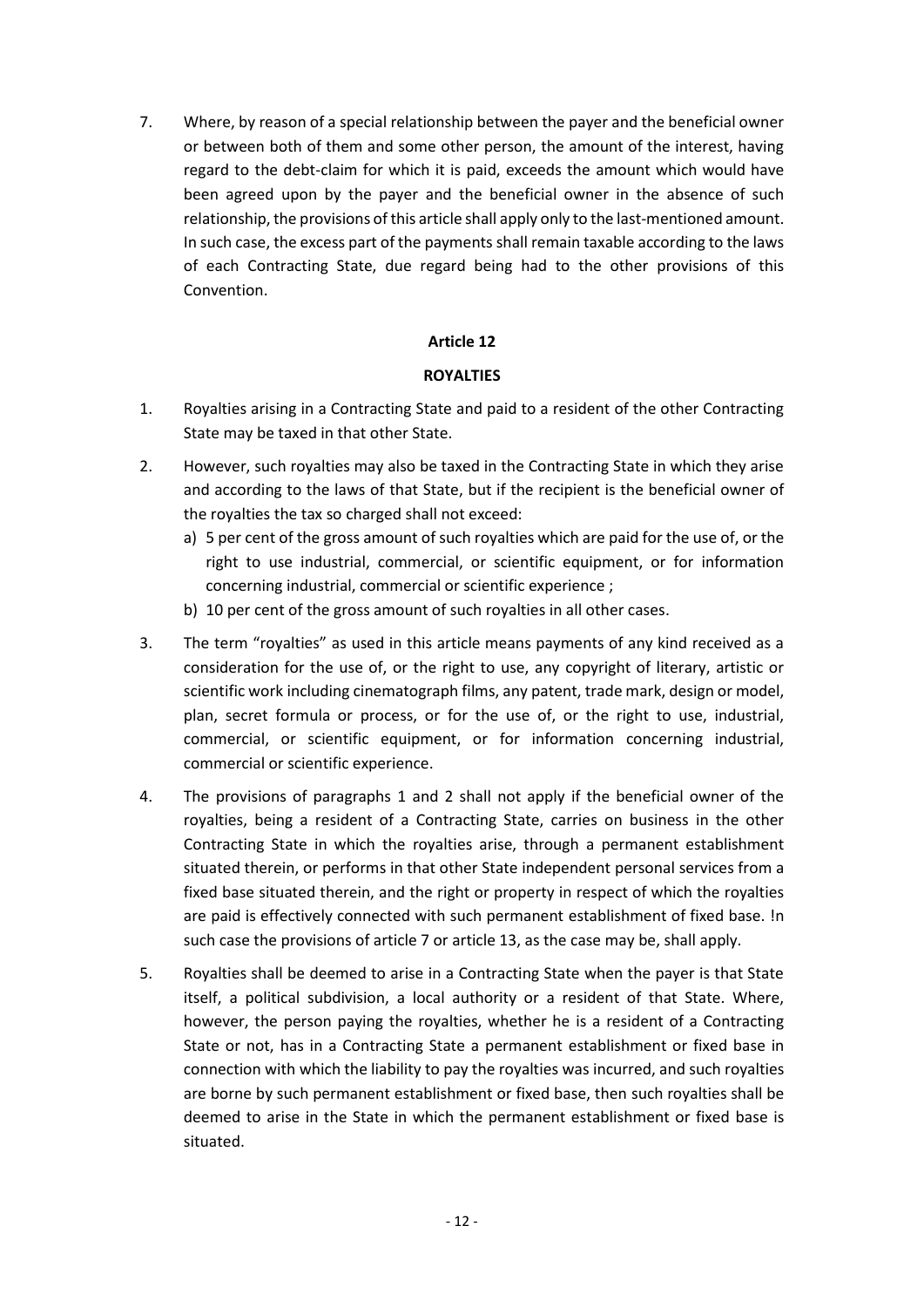7. Where, by reason of a special relationship between the payer and the beneficial owner or between both of them and some other person, the amount of the interest, having regard to the debt-claim for which it is paid, exceeds the amount which would have been agreed upon by the payer and the beneficial owner in the absence of such relationship, the provisions of this article shall apply only to the last-mentioned amount. In such case, the excess part of the payments shall remain taxable according to the laws of each Contracting State, due regard being had to the other provisions of this Convention.

**Article 12**

**ROYALTIES**

1. Royalties arising in a Contracting State and paid to a resident of the other Contracting State may be taxed in that other State.

2. However, such royalties may also be taxed in the Contracting State in which they arise and according to the laws of that State, but if the recipient is the beneficial owner of the royalties the tax so charged shall not exceed:
   a) 5 per cent of the gross amount of such royalties which are paid for the use of, or the right to use industrial, commercial, or scientific equipment, or for information concerning industrial, commercial or scientific experience ;
   b) 10 per cent of the gross amount of such royalties in all other cases.

3. The term "royalties" as used in this article means payments of any kind received as a consideration for the use of, or the right to use, any copyright of literary, artistic or scientific work including cinematograph films, any patent, trade mark, design or model, plan, secret formula or process, or for the use of, or the right to use, industrial, commercial, or scientific equipment, or for information concerning industrial, commercial or scientific experience.

4. The provisions of paragraphs 1 and 2 shall not apply if the beneficial owner of the royalties, being a resident of a Contracting State, carries on business in the other Contracting State in which the royalties arise, through a permanent establishment situated therein, or performs in that other State independent personal services from a fixed base situated therein, and the right or property in respect of which the royalties are paid is effectively connected with such permanent establishment of fixed base. !n such case the provisions of article 7 or article 13, as the case may be, shall apply.

5. Royalties shall be deemed to arise in a Contracting State when the payer is that State itself, a political subdivision, a local authority or a resident of that State. Where, however, the person paying the royalties, whether he is a resident of a Contracting State or not, has in a Contracting State a permanent establishment or fixed base in connection with which the liability to pay the royalties was incurred, and such royalties are borne by such permanent establishment or fixed base, then such royalties shall be deemed to arise in the State in which the permanent establishment or fixed base is situated.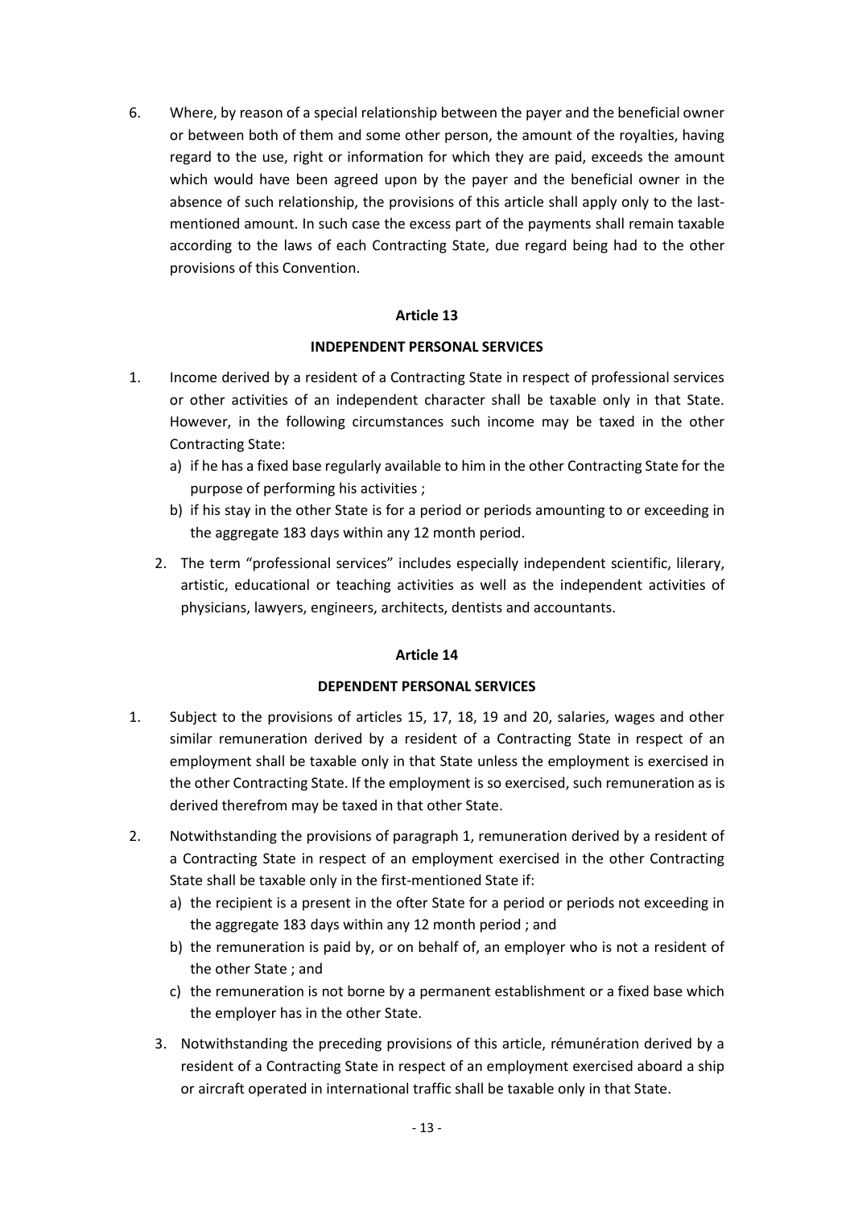6. Where, by reason of a special relationship between the payer and the beneficial owner or between both of them and some other person, the amount of the royalties, having regard to the use, right or information for which they are paid, exceeds the amount which would have been agreed upon by the payer and the beneficial owner in the absence of such relationship, the provisions of this article shall apply only to the last-mentioned amount. In such case the excess part of the payments shall remain taxable according to the laws of each Contracting State, due regard being had to the other provisions of this Convention.

## Article 13

### INDEPENDENT PERSONAL SERVICES

1. Income derived by a resident of a Contracting State in respect of professional services or other activities of an independent character shall be taxable only in that State. However, in the following circumstances such income may be taxed in the other Contracting State:
   a) if he has a fixed base regularly available to him in the other Contracting State for the purpose of performing his activities ;
   b) if his stay in the other State is for a period or periods amounting to or exceeding in the aggregate 183 days within any 12 month period.

2. The term "professional services" includes especially independent scientific, lilerary, artistic, educational or teaching activities as well as the independent activities of physicians, lawyers, engineers, architects, dentists and accountants.

## Article 14

### DEPENDENT PERSONAL SERVICES

1. Subject to the provisions of articles 15, 17, 18, 19 and 20, salaries, wages and other similar remuneration derived by a resident of a Contracting State in respect of an employment shall be taxable only in that State unless the employment is exercised in the other Contracting State. If the employment is so exercised, such remuneration as is derived therefrom may be taxed in that other State.

2. Notwithstanding the provisions of paragraph 1, remuneration derived by a resident of a Contracting State in respect of an employment exercised in the other Contracting State shall be taxable only in the first-mentioned State if:
   a) the recipient is a present in the ofter State for a period or periods not exceeding in the aggregate 183 days within any 12 month period ; and
   b) the remuneration is paid by, or on behalf of, an employer who is not a resident of the other State ; and
   c) the remuneration is not borne by a permanent establishment or a fixed base which the employer has in the other State.

3. Notwithstanding the preceding provisions of this article, rémunération derived by a resident of a Contracting State in respect of an employment exercised aboard a ship or aircraft operated in international traffic shall be taxable only in that State.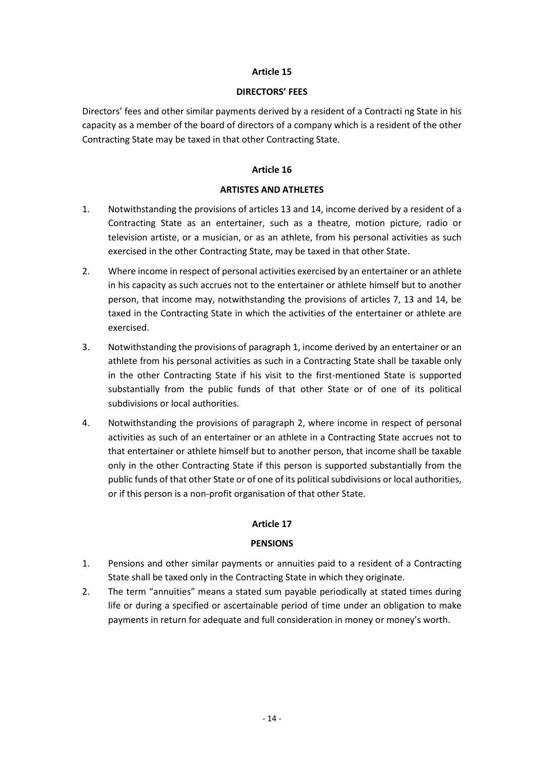## Article 15

### DIRECTORS' FEES

Directors' fees and other similar payments derived by a resident of a Contracti ng State in his capacity as a member of the board of directors of a company which is a resident of the other Contracting State may be taxed in that other Contracting State.

## Article 16

### ARTISTES AND ATHLETES

1. Notwithstanding the provisions of articles 13 and 14, income derived by a resident of a Contracting State as an entertainer, such as a theatre, motion picture, radio or television artiste, or a musician, or as an athlete, from his personal activities as such exercised in the other Contracting State, may be taxed in that other State.
2. Where income in respect of personal activities exercised by an entertainer or an athlete in his capacity as such accrues not to the entertainer or athlete himself but to another person, that income may, notwithstanding the provisions of articles 7, 13 and 14, be taxed in the Contracting State in which the activities of the entertainer or athlete are exercised.
3. Notwithstanding the provisions of paragraph 1, income derived by an entertainer or an athlete from his personal activities as such in a Contracting State shall be taxable only in the other Contracting State if his visit to the first-mentioned State is supported substantially from the public funds of that other State or of one of its political subdivisions or local authorities.
4. Notwithstanding the provisions of paragraph 2, where income in respect of personal activities as such of an entertainer or an athlete in a Contracting State accrues not to that entertainer or athlete himself but to another person, that income shall be taxable only in the other Contracting State if this person is supported substantially from the public funds of that other State or of one of its political subdivisions or local authorities, or if this person is a non-profit organisation of that other State.

## Article 17

### PENSIONS

1. Pensions and other similar payments or annuities paid to a resident of a Contracting State shall be taxed only in the Contracting State in which they originate.
2. The term "annuities" means a stated sum payable periodically at stated times during life or during a specified or ascertainable period of time under an obligation to make payments in return for adequate and full consideration in money or money's worth.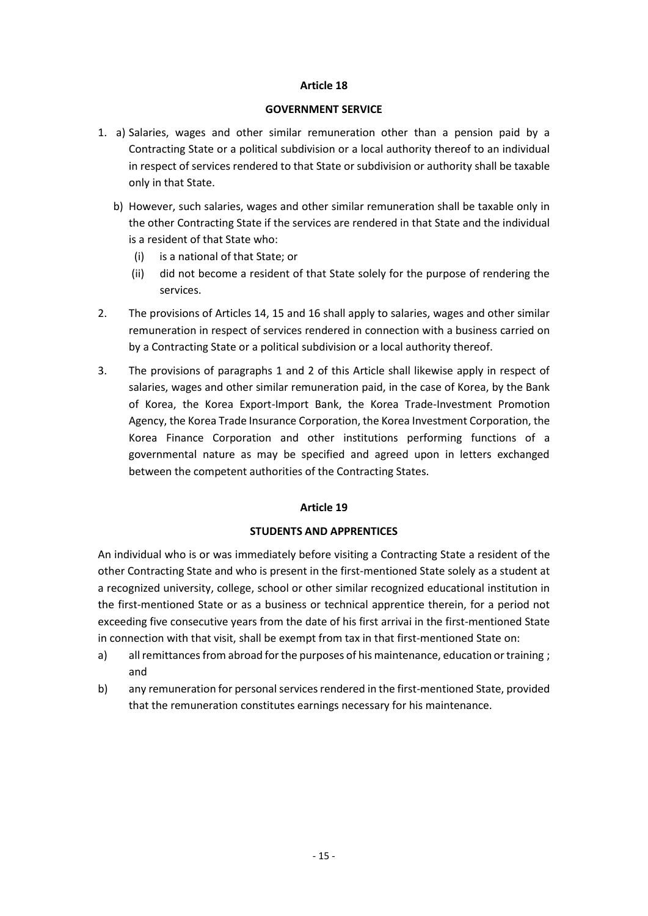## Article 18

### GOVERNMENT SERVICE

1. a) Salaries, wages and other similar remuneration other than a pension paid by a Contracting State or a political subdivision or a local authority thereof to an individual in respect of services rendered to that State or subdivision or authority shall be taxable only in that State.

   b) However, such salaries, wages and other similar remuneration shall be taxable only in the other Contracting State if the services are rendered in that State and the individual is a resident of that State who:

      (i) is a national of that State; or

      (ii) did not become a resident of that State solely for the purpose of rendering the services.

2. The provisions of Articles 14, 15 and 16 shall apply to salaries, wages and other similar remuneration in respect of services rendered in connection with a business carried on by a Contracting State or a political subdivision or a local authority thereof.

3. The provisions of paragraphs 1 and 2 of this Article shall likewise apply in respect of salaries, wages and other similar remuneration paid, in the case of Korea, by the Bank of Korea, the Korea Export-Import Bank, the Korea Trade-Investment Promotion Agency, the Korea Trade Insurance Corporation, the Korea Investment Corporation, the Korea Finance Corporation and other institutions performing functions of a governmental nature as may be specified and agreed upon in letters exchanged between the competent authorities of the Contracting States.

## Article 19

### STUDENTS AND APPRENTICES

An individual who is or was immediately before visiting a Contracting State a resident of the other Contracting State and who is present in the first-mentioned State solely as a student at a recognized university, college, school or other similar recognized educational institution in the first-mentioned State or as a business or technical apprentice therein, for a period not exceeding five consecutive years from the date of his first arrivai in the first-mentioned State in connection with that visit, shall be exempt from tax in that first-mentioned State on:

a) all remittances from abroad for the purposes of his maintenance, education or training ; and

b) any remuneration for personal services rendered in the first-mentioned State, provided that the remuneration constitutes earnings necessary for his maintenance.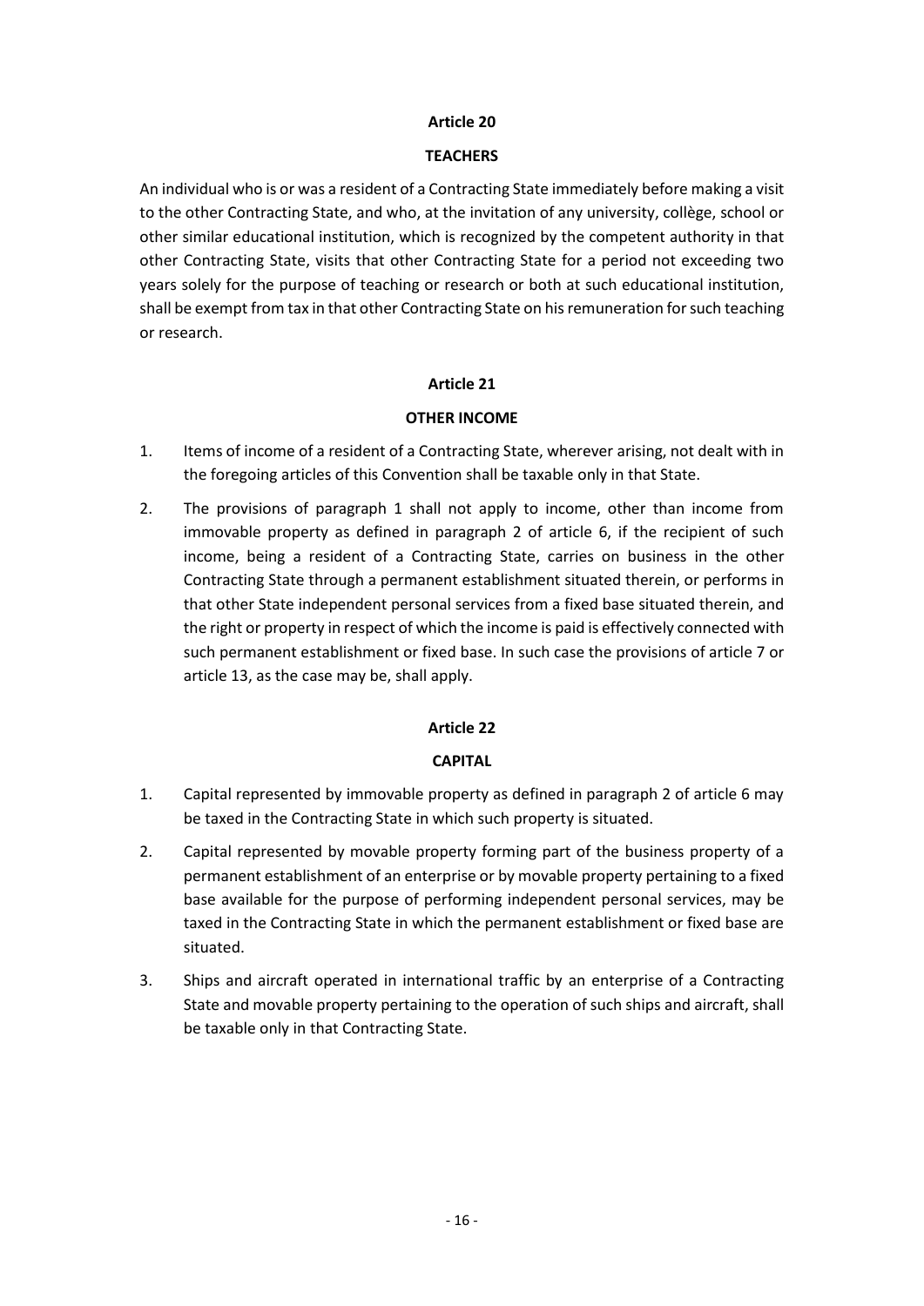## Article 20

### TEACHERS

An individual who is or was a resident of a Contracting State immediately before making a visit to the other Contracting State, and who, at the invitation of any university, collège, school or other similar educational institution, which is recognized by the competent authority in that other Contracting State, visits that other Contracting State for a period not exceeding two years solely for the purpose of teaching or research or both at such educational institution, shall be exempt from tax in that other Contracting State on his remuneration for such teaching or research.

## Article 21

### OTHER INCOME

1. Items of income of a resident of a Contracting State, wherever arising, not dealt with in the foregoing articles of this Convention shall be taxable only in that State.
2. The provisions of paragraph 1 shall not apply to income, other than income from immovable property as defined in paragraph 2 of article 6, if the recipient of such income, being a resident of a Contracting State, carries on business in the other Contracting State through a permanent establishment situated therein, or performs in that other State independent personal services from a fixed base situated therein, and the right or property in respect of which the income is paid is effectively connected with such permanent establishment or fixed base. In such case the provisions of article 7 or article 13, as the case may be, shall apply.

## Article 22

### CAPITAL

1. Capital represented by immovable property as defined in paragraph 2 of article 6 may be taxed in the Contracting State in which such property is situated.
2. Capital represented by movable property forming part of the business property of a permanent establishment of an enterprise or by movable property pertaining to a fixed base available for the purpose of performing independent personal services, may be taxed in the Contracting State in which the permanent establishment or fixed base are situated.
3. Ships and aircraft operated in international traffic by an enterprise of a Contracting State and movable property pertaining to the operation of such ships and aircraft, shall be taxable only in that Contracting State.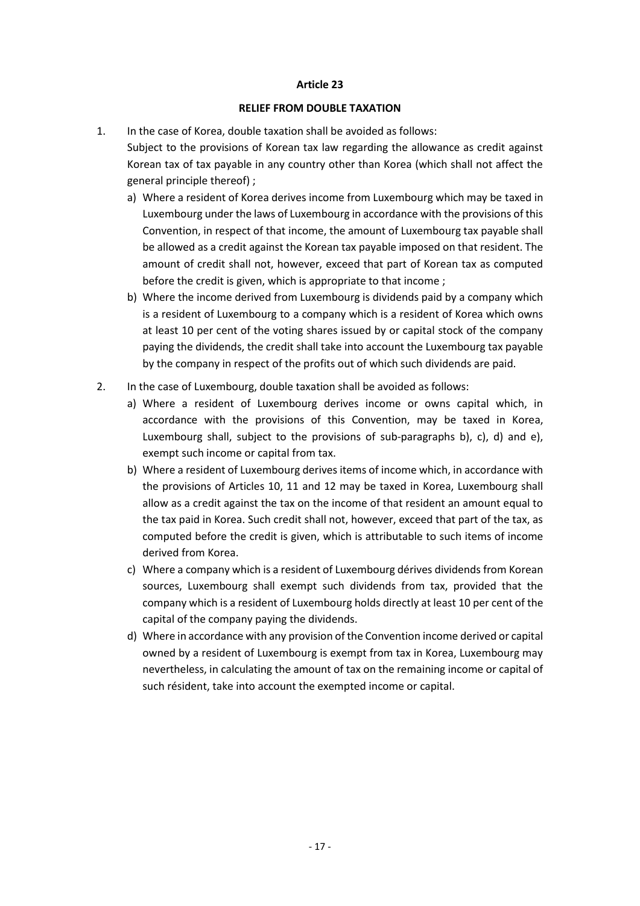## Article 23

### RELIEF FROM DOUBLE TAXATION

1. In the case of Korea, double taxation shall be avoided as follows:

   Subject to the provisions of Korean tax law regarding the allowance as credit against Korean tax of tax payable in any country other than Korea (which shall not affect the general principle thereof) ;

   a) Where a resident of Korea derives income from Luxembourg which may be taxed in Luxembourg under the laws of Luxembourg in accordance with the provisions of this Convention, in respect of that income, the amount of Luxembourg tax payable shall be allowed as a credit against the Korean tax payable imposed on that resident. The amount of credit shall not, however, exceed that part of Korean tax as computed before the credit is given, which is appropriate to that income ;

   b) Where the income derived from Luxembourg is dividends paid by a company which is a resident of Luxembourg to a company which is a resident of Korea which owns at least 10 per cent of the voting shares issued by or capital stock of the company paying the dividends, the credit shall take into account the Luxembourg tax payable by the company in respect of the profits out of which such dividends are paid.

2. In the case of Luxembourg, double taxation shall be avoided as follows:

   a) Where a resident of Luxembourg derives income or owns capital which, in accordance with the provisions of this Convention, may be taxed in Korea, Luxembourg shall, subject to the provisions of sub-paragraphs b), c), d) and e), exempt such income or capital from tax.

   b) Where a resident of Luxembourg derives items of income which, in accordance with the provisions of Articles 10, 11 and 12 may be taxed in Korea, Luxembourg shall allow as a credit against the tax on the income of that resident an amount equal to the tax paid in Korea. Such credit shall not, however, exceed that part of the tax, as computed before the credit is given, which is attributable to such items of income derived from Korea.

   c) Where a company which is a resident of Luxembourg dérives dividends from Korean sources, Luxembourg shall exempt such dividends from tax, provided that the company which is a resident of Luxembourg holds directly at least 10 per cent of the capital of the company paying the dividends.

   d) Where in accordance with any provision of the Convention income derived or capital owned by a resident of Luxembourg is exempt from tax in Korea, Luxembourg may nevertheless, in calculating the amount of tax on the remaining income or capital of such résident, take into account the exempted income or capital.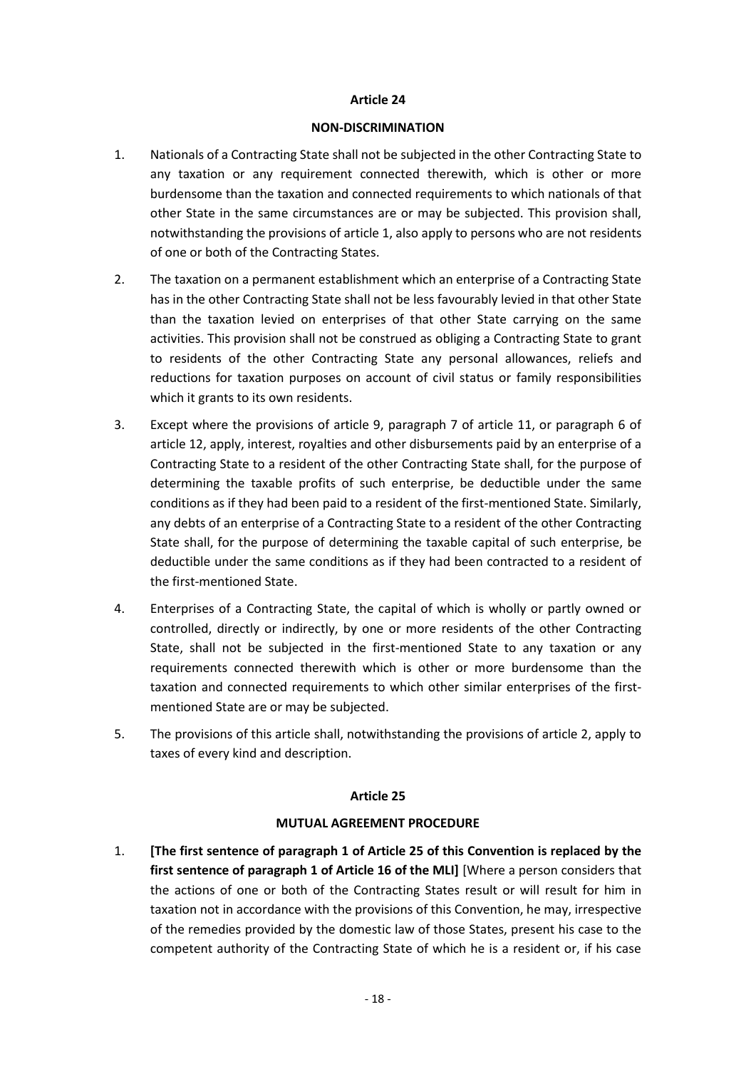## Article 24

### NON-DISCRIMINATION

1. Nationals of a Contracting State shall not be subjected in the other Contracting State to any taxation or any requirement connected therewith, which is other or more burdensome than the taxation and connected requirements to which nationals of that other State in the same circumstances are or may be subjected. This provision shall, notwithstanding the provisions of article 1, also apply to persons who are not residents of one or both of the Contracting States.

2. The taxation on a permanent establishment which an enterprise of a Contracting State has in the other Contracting State shall not be less favourably levied in that other State than the taxation levied on enterprises of that other State carrying on the same activities. This provision shall not be construed as obliging a Contracting State to grant to residents of the other Contracting State any personal allowances, reliefs and reductions for taxation purposes on account of civil status or family responsibilities which it grants to its own residents.

3. Except where the provisions of article 9, paragraph 7 of article 11, or paragraph 6 of article 12, apply, interest, royalties and other disbursements paid by an enterprise of a Contracting State to a resident of the other Contracting State shall, for the purpose of determining the taxable profits of such enterprise, be deductible under the same conditions as if they had been paid to a resident of the first-mentioned State. Similarly, any debts of an enterprise of a Contracting State to a resident of the other Contracting State shall, for the purpose of determining the taxable capital of such enterprise, be deductible under the same conditions as if they had been contracted to a resident of the first-mentioned State.

4. Enterprises of a Contracting State, the capital of which is wholly or partly owned or controlled, directly or indirectly, by one or more residents of the other Contracting State, shall not be subjected in the first-mentioned State to any taxation or any requirements connected therewith which is other or more burdensome than the taxation and connected requirements to which other similar enterprises of the first-mentioned State are or may be subjected.

5. The provisions of this article shall, notwithstanding the provisions of article 2, apply to taxes of every kind and description.

## Article 25

### MUTUAL AGREEMENT PROCEDURE

1. **[The first sentence of paragraph 1 of Article 25 of this Convention is replaced by the first sentence of paragraph 1 of Article 16 of the MLI]** [Where a person considers that the actions of one or both of the Contracting States result or will result for him in taxation not in accordance with the provisions of this Convention, he may, irrespective of the remedies provided by the domestic law of those States, present his case to the competent authority of the Contracting State of which he is a resident or, if his case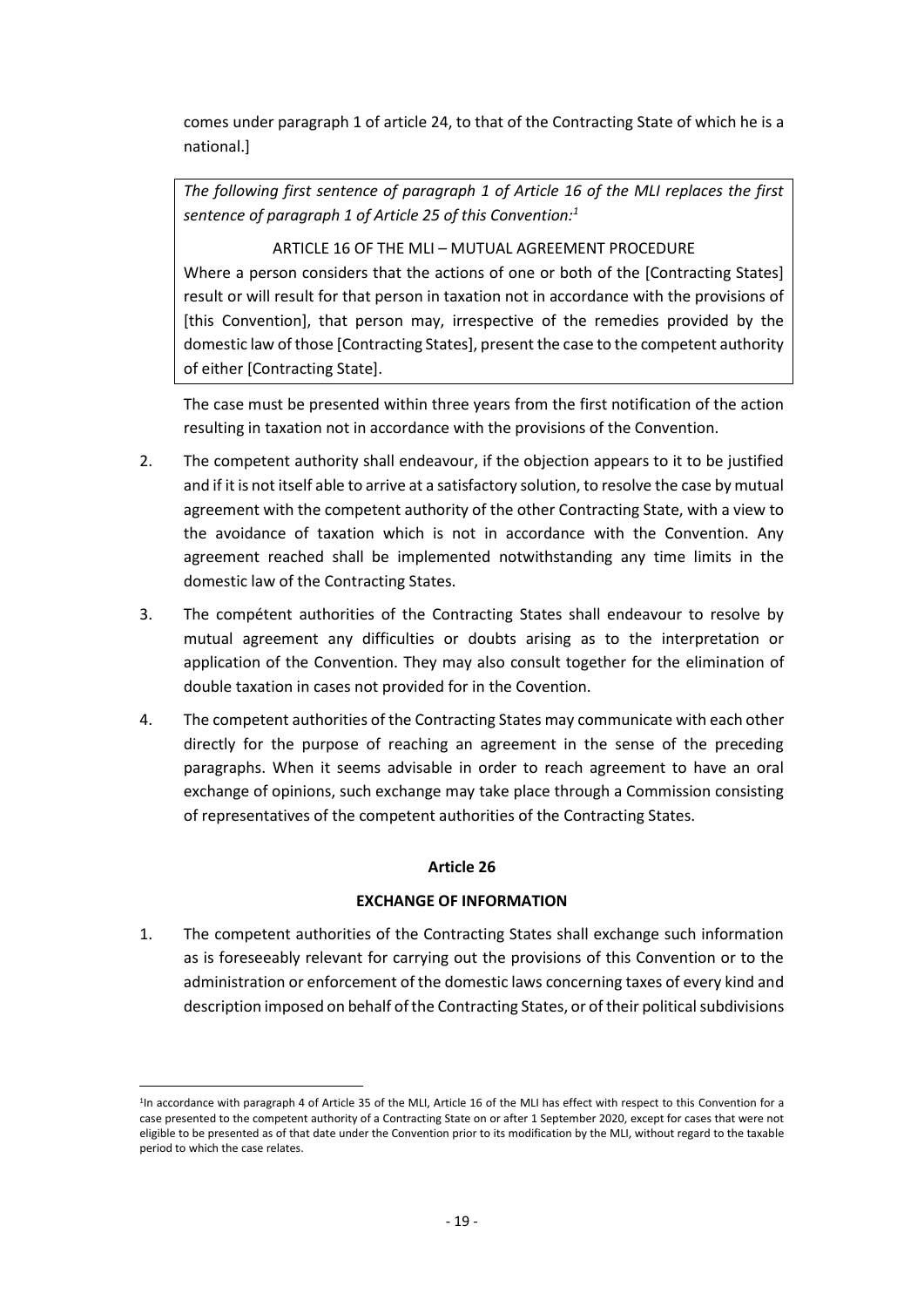comes under paragraph 1 of article 24, to that of the Contracting State of which he is a national.]

> *The following first sentence of paragraph 1 of Article 16 of the MLI replaces the first sentence of paragraph 1 of Article 25 of this Convention:*[1]
>
> ARTICLE 16 OF THE MLI – MUTUAL AGREEMENT PROCEDURE
>
> Where a person considers that the actions of one or both of the [Contracting States] result or will result for that person in taxation not in accordance with the provisions of [this Convention], that person may, irrespective of the remedies provided by the domestic law of those [Contracting States], present the case to the competent authority of either [Contracting State].

The case must be presented within three years from the first notification of the action resulting in taxation not in accordance with the provisions of the Convention.

2. The competent authority shall endeavour, if the objection appears to it to be justified and if it is not itself able to arrive at a satisfactory solution, to resolve the case by mutual agreement with the competent authority of the other Contracting State, with a view to the avoidance of taxation which is not in accordance with the Convention. Any agreement reached shall be implemented notwithstanding any time limits in the domestic law of the Contracting States.

3. The compétent authorities of the Contracting States shall endeavour to resolve by mutual agreement any difficulties or doubts arising as to the interpretation or application of the Convention. They may also consult together for the elimination of double taxation in cases not provided for in the Covention.

4. The competent authorities of the Contracting States may communicate with each other directly for the purpose of reaching an agreement in the sense of the preceding paragraphs. When it seems advisable in order to reach agreement to have an oral exchange of opinions, such exchange may take place through a Commission consisting of representatives of the competent authorities of the Contracting States.

## Article 26

## EXCHANGE OF INFORMATION

1. The competent authorities of the Contracting States shall exchange such information as is foreseeably relevant for carrying out the provisions of this Convention or to the administration or enforcement of the domestic laws concerning taxes of every kind and description imposed on behalf of the Contracting States, or of their political subdivisions

---

[1] In accordance with paragraph 4 of Article 35 of the MLI, Article 16 of the MLI has effect with respect to this Convention for a case presented to the competent authority of a Contracting State on or after 1 September 2020, except for cases that were not eligible to be presented as of that date under the Convention prior to its modification by the MLI, without regard to the taxable period to which the case relates.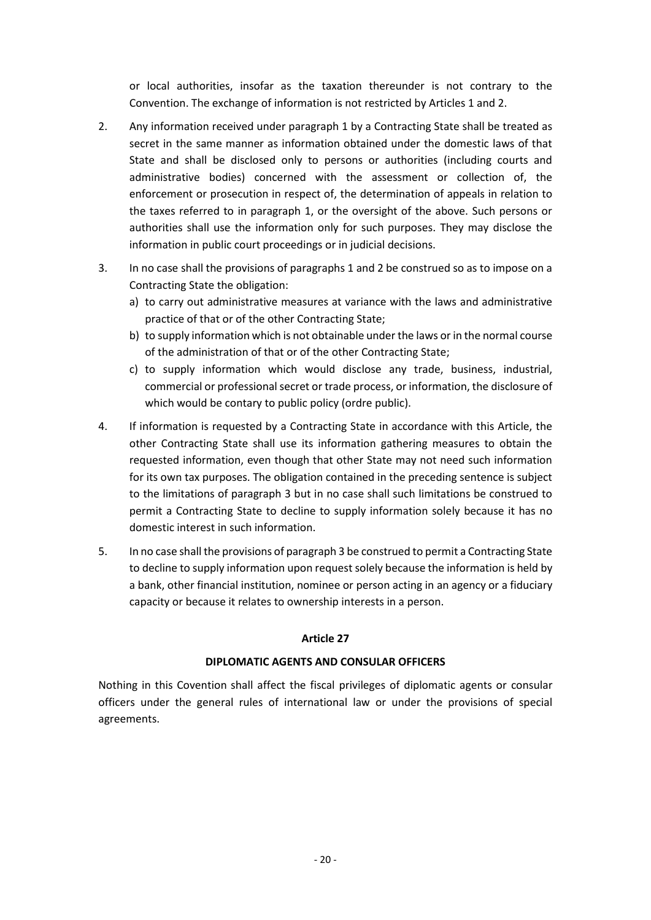or local authorities, insofar as the taxation thereunder is not contrary to the Convention. The exchange of information is not restricted by Articles 1 and 2.

2. Any information received under paragraph 1 by a Contracting State shall be treated as secret in the same manner as information obtained under the domestic laws of that State and shall be disclosed only to persons or authorities (including courts and administrative bodies) concerned with the assessment or collection of, the enforcement or prosecution in respect of, the determination of appeals in relation to the taxes referred to in paragraph 1, or the oversight of the above. Such persons or authorities shall use the information only for such purposes. They may disclose the information in public court proceedings or in judicial decisions.

3. In no case shall the provisions of paragraphs 1 and 2 be construed so as to impose on a Contracting State the obligation:
   a) to carry out administrative measures at variance with the laws and administrative practice of that or of the other Contracting State;
   b) to supply information which is not obtainable under the laws or in the normal course of the administration of that or of the other Contracting State;
   c) to supply information which would disclose any trade, business, industrial, commercial or professional secret or trade process, or information, the disclosure of which would be contary to public policy (ordre public).

4. If information is requested by a Contracting State in accordance with this Article, the other Contracting State shall use its information gathering measures to obtain the requested information, even though that other State may not need such information for its own tax purposes. The obligation contained in the preceding sentence is subject to the limitations of paragraph 3 but in no case shall such limitations be construed to permit a Contracting State to decline to supply information solely because it has no domestic interest in such information.

5. In no case shall the provisions of paragraph 3 be construed to permit a Contracting State to decline to supply information upon request solely because the information is held by a bank, other financial institution, nominee or person acting in an agency or a fiduciary capacity or because it relates to ownership interests in a person.

## Article 27

### DIPLOMATIC AGENTS AND CONSULAR OFFICERS

Nothing in this Covention shall affect the fiscal privileges of diplomatic agents or consular officers under the general rules of international law or under the provisions of special agreements.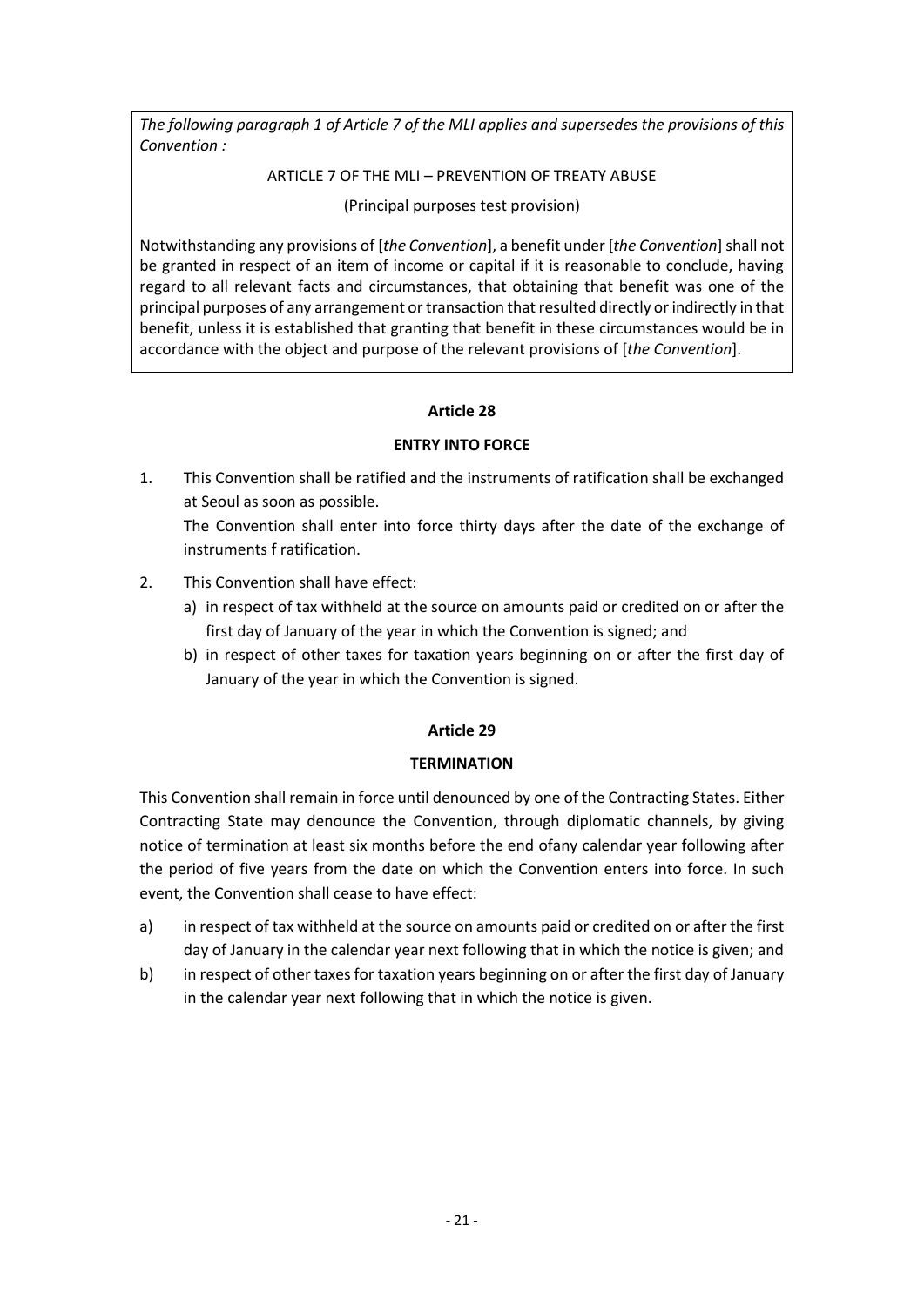*The following paragraph 1 of Article 7 of the MLI applies and supersedes the provisions of this Convention :*

ARTICLE 7 OF THE MLI – PREVENTION OF TREATY ABUSE

(Principal purposes test provision)

Notwithstanding any provisions of [*the Convention*], a benefit under [*the Convention*] shall not be granted in respect of an item of income or capital if it is reasonable to conclude, having regard to all relevant facts and circumstances, that obtaining that benefit was one of the principal purposes of any arrangement or transaction that resulted directly or indirectly in that benefit, unless it is established that granting that benefit in these circumstances would be in accordance with the object and purpose of the relevant provisions of [*the Convention*].

**Article 28**

**ENTRY INTO FORCE**

1. This Convention shall be ratified and the instruments of ratification shall be exchanged at Seoul as soon as possible.
   The Convention shall enter into force thirty days after the date of the exchange of instruments f ratification.
2. This Convention shall have effect:
   a) in respect of tax withheld at the source on amounts paid or credited on or after the first day of January of the year in which the Convention is signed; and
   b) in respect of other taxes for taxation years beginning on or after the first day of January of the year in which the Convention is signed.

**Article 29**

**TERMINATION**

This Convention shall remain in force until denounced by one of the Contracting States. Either Contracting State may denounce the Convention, through diplomatic channels, by giving notice of termination at least six months before the end ofany calendar year following after the period of five years from the date on which the Convention enters into force. In such event, the Convention shall cease to have effect:

a) in respect of tax withheld at the source on amounts paid or credited on or after the first day of January in the calendar year next following that in which the notice is given; and
b) in respect of other taxes for taxation years beginning on or after the first day of January in the calendar year next following that in which the notice is given.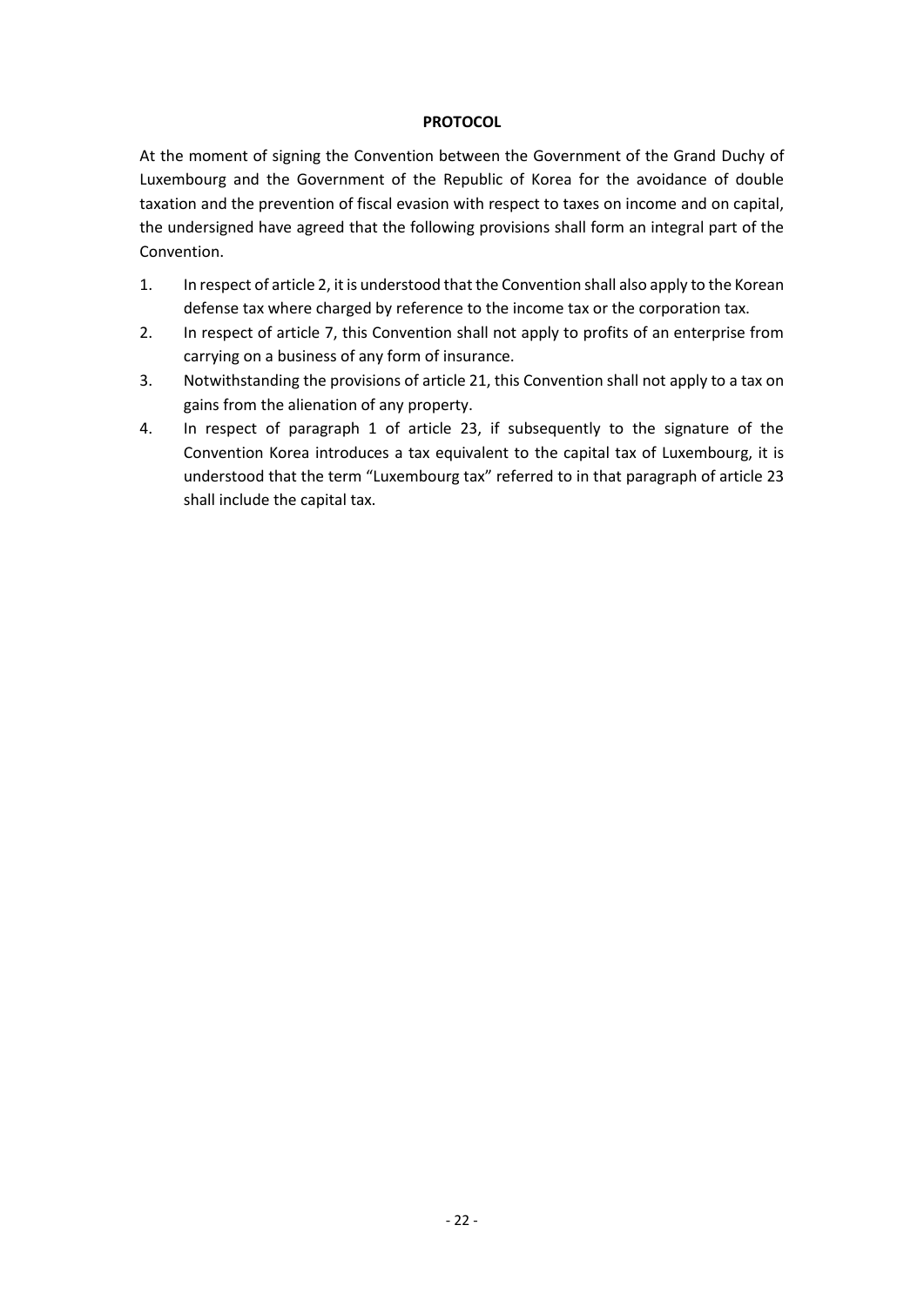**PROTOCOL**

At the moment of signing the Convention between the Government of the Grand Duchy of Luxembourg and the Government of the Republic of Korea for the avoidance of double taxation and the prevention of fiscal evasion with respect to taxes on income and on capital, the undersigned have agreed that the following provisions shall form an integral part of the Convention.

1. In respect of article 2, it is understood that the Convention shall also apply to the Korean defense tax where charged by reference to the income tax or the corporation tax.
2. In respect of article 7, this Convention shall not apply to profits of an enterprise from carrying on a business of any form of insurance.
3. Notwithstanding the provisions of article 21, this Convention shall not apply to a tax on gains from the alienation of any property.
4. In respect of paragraph 1 of article 23, if subsequently to the signature of the Convention Korea introduces a tax equivalent to the capital tax of Luxembourg, it is understood that the term "Luxembourg tax" referred to in that paragraph of article 23 shall include the capital tax.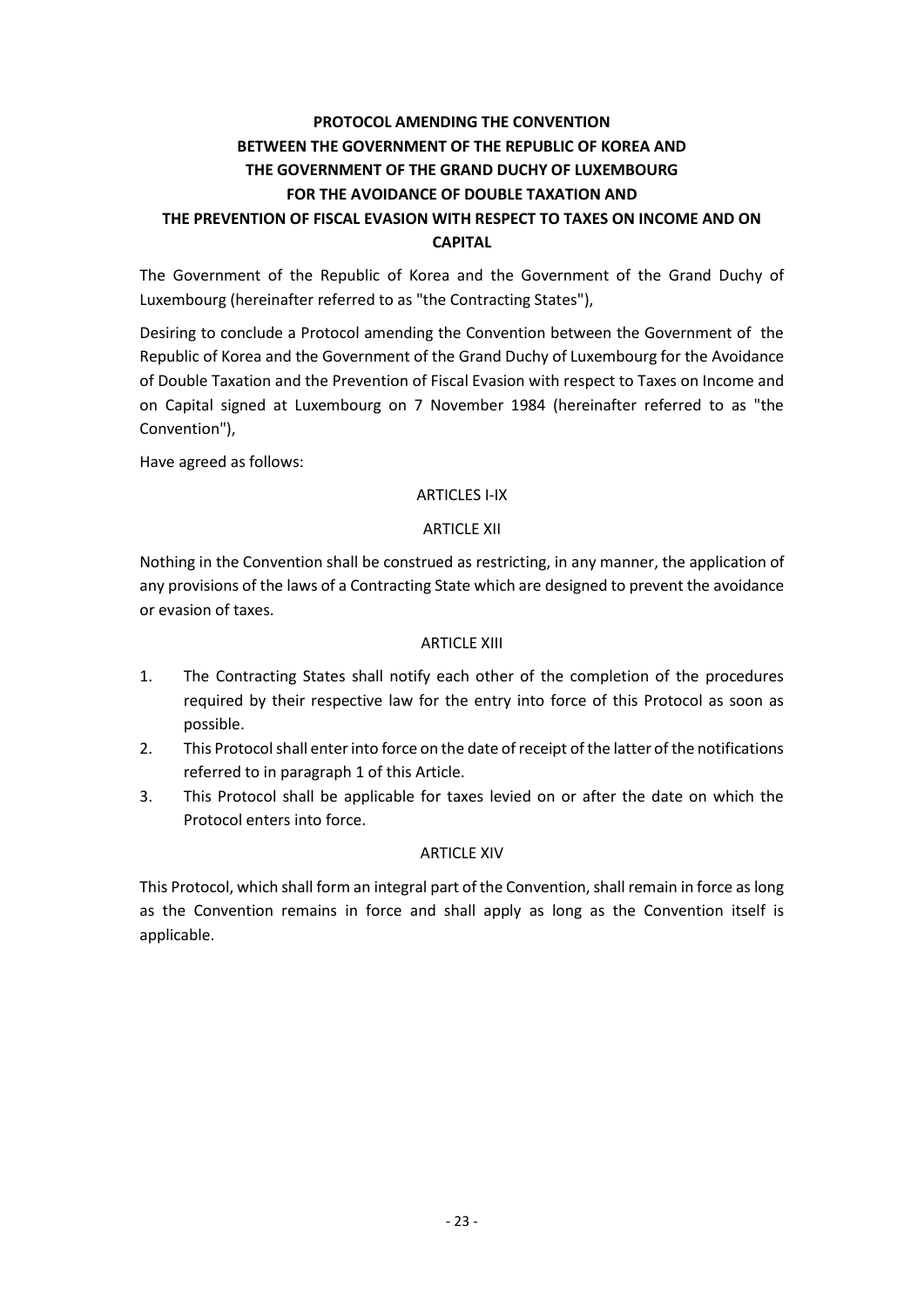**PROTOCOL AMENDING THE CONVENTION BETWEEN THE GOVERNMENT OF THE REPUBLIC OF KOREA AND THE GOVERNMENT OF THE GRAND DUCHY OF LUXEMBOURG FOR THE AVOIDANCE OF DOUBLE TAXATION AND THE PREVENTION OF FISCAL EVASION WITH RESPECT TO TAXES ON INCOME AND ON CAPITAL**

The Government of the Republic of Korea and the Government of the Grand Duchy of Luxembourg (hereinafter referred to as "the Contracting States"),

Desiring to conclude a Protocol amending the Convention between the Government of the Republic of Korea and the Government of the Grand Duchy of Luxembourg for the Avoidance of Double Taxation and the Prevention of Fiscal Evasion with respect to Taxes on Income and on Capital signed at Luxembourg on 7 November 1984 (hereinafter referred to as "the Convention"),

Have agreed as follows:

ARTICLES I-IX

ARTICLE XII

Nothing in the Convention shall be construed as restricting, in any manner, the application of any provisions of the laws of a Contracting State which are designed to prevent the avoidance or evasion of taxes.

ARTICLE XIII

1. The Contracting States shall notify each other of the completion of the procedures required by their respective law for the entry into force of this Protocol as soon as possible.
2. This Protocol shall enter into force on the date of receipt of the latter of the notifications referred to in paragraph 1 of this Article.
3. This Protocol shall be applicable for taxes levied on or after the date on which the Protocol enters into force.

ARTICLE XIV

This Protocol, which shall form an integral part of the Convention, shall remain in force as long as the Convention remains in force and shall apply as long as the Convention itself is applicable.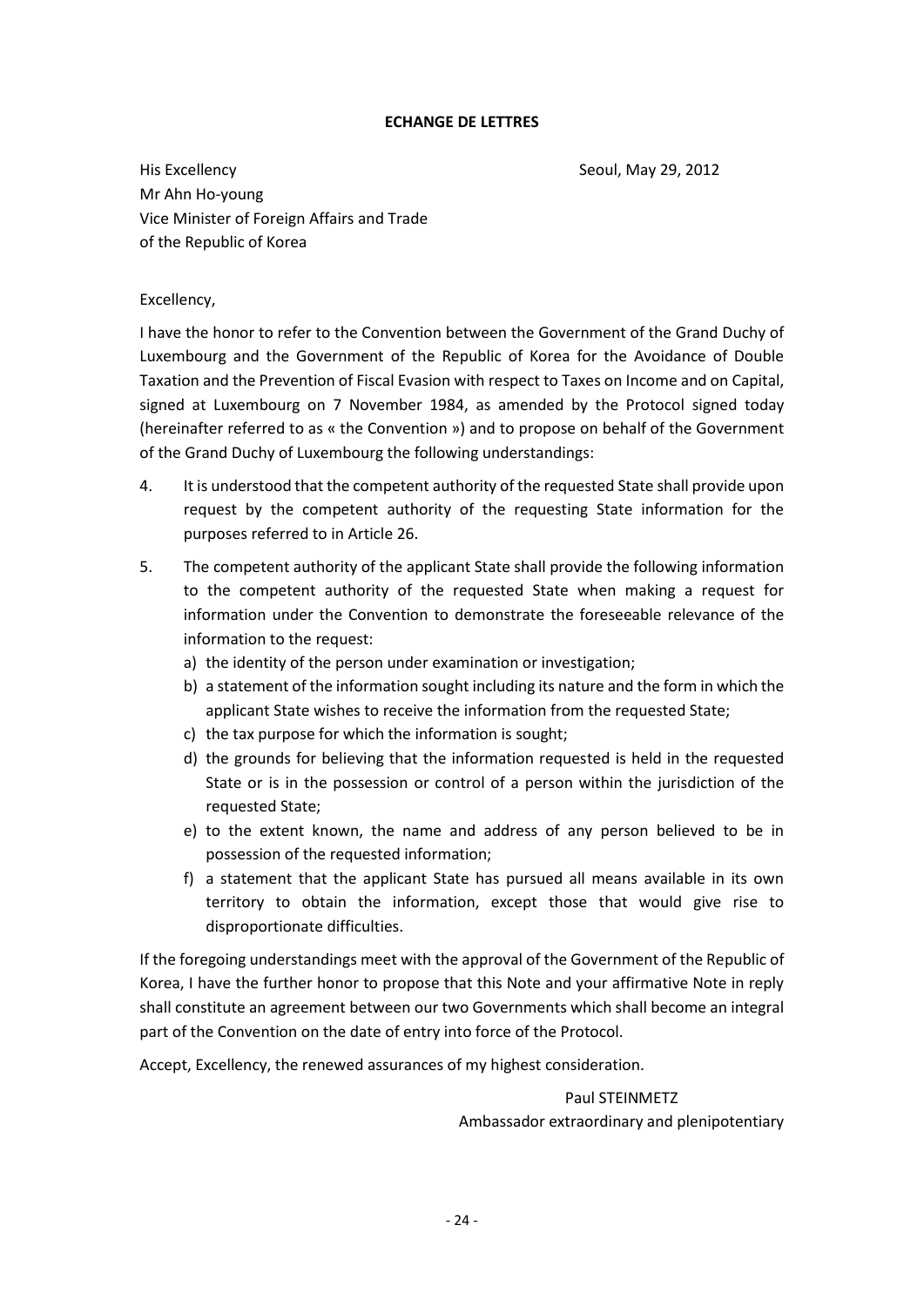**ECHANGE DE LETTRES**

His Excellency
Mr Ahn Ho-young
Vice Minister of Foreign Affairs and Trade
of the Republic of Korea

Seoul, May 29, 2012

Excellency,

I have the honor to refer to the Convention between the Government of the Grand Duchy of Luxembourg and the Government of the Republic of Korea for the Avoidance of Double Taxation and the Prevention of Fiscal Evasion with respect to Taxes on Income and on Capital, signed at Luxembourg on 7 November 1984, as amended by the Protocol signed today (hereinafter referred to as « the Convention ») and to propose on behalf of the Government of the Grand Duchy of Luxembourg the following understandings:

4. It is understood that the competent authority of the requested State shall provide upon request by the competent authority of the requesting State information for the purposes referred to in Article 26.

5. The competent authority of the applicant State shall provide the following information to the competent authority of the requested State when making a request for information under the Convention to demonstrate the foreseeable relevance of the information to the request:
   a) the identity of the person under examination or investigation;
   b) a statement of the information sought including its nature and the form in which the applicant State wishes to receive the information from the requested State;
   c) the tax purpose for which the information is sought;
   d) the grounds for believing that the information requested is held in the requested State or is in the possession or control of a person within the jurisdiction of the requested State;
   e) to the extent known, the name and address of any person believed to be in possession of the requested information;
   f) a statement that the applicant State has pursued all means available in its own territory to obtain the information, except those that would give rise to disproportionate difficulties.

If the foregoing understandings meet with the approval of the Government of the Republic of Korea, I have the further honor to propose that this Note and your affirmative Note in reply shall constitute an agreement between our two Governments which shall become an integral part of the Convention on the date of entry into force of the Protocol.

Accept, Excellency, the renewed assurances of my highest consideration.

Paul STEINMETZ
Ambassador extraordinary and plenipotentiary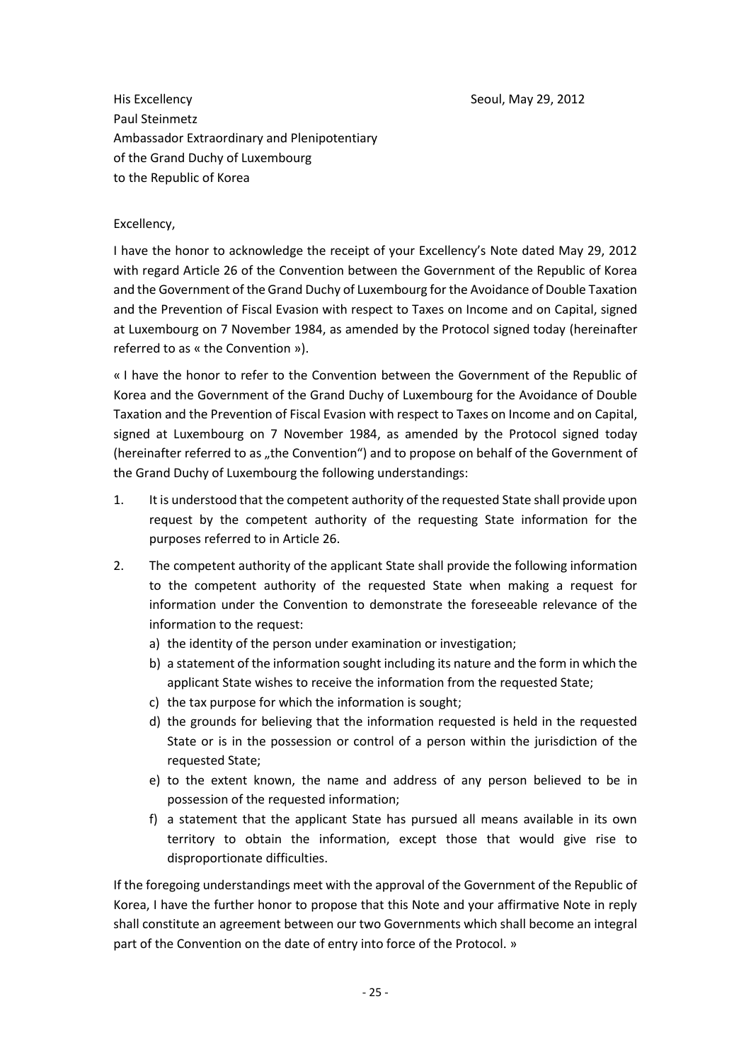His Excellency
Paul Steinmetz
Ambassador Extraordinary and Plenipotentiary
of the Grand Duchy of Luxembourg
to the Republic of Korea

Seoul, May 29, 2012

Excellency,

I have the honor to acknowledge the receipt of your Excellency's Note dated May 29, 2012 with regard Article 26 of the Convention between the Government of the Republic of Korea and the Government of the Grand Duchy of Luxembourg for the Avoidance of Double Taxation and the Prevention of Fiscal Evasion with respect to Taxes on Income and on Capital, signed at Luxembourg on 7 November 1984, as amended by the Protocol signed today (hereinafter referred to as « the Convention »).

« I have the honor to refer to the Convention between the Government of the Republic of Korea and the Government of the Grand Duchy of Luxembourg for the Avoidance of Double Taxation and the Prevention of Fiscal Evasion with respect to Taxes on Income and on Capital, signed at Luxembourg on 7 November 1984, as amended by the Protocol signed today (hereinafter referred to as „the Convention") and to propose on behalf of the Government of the Grand Duchy of Luxembourg the following understandings:

1. It is understood that the competent authority of the requested State shall provide upon request by the competent authority of the requesting State information for the purposes referred to in Article 26.
2. The competent authority of the applicant State shall provide the following information to the competent authority of the requested State when making a request for information under the Convention to demonstrate the foreseeable relevance of the information to the request:
   a) the identity of the person under examination or investigation;
   b) a statement of the information sought including its nature and the form in which the applicant State wishes to receive the information from the requested State;
   c) the tax purpose for which the information is sought;
   d) the grounds for believing that the information requested is held in the requested State or is in the possession or control of a person within the jurisdiction of the requested State;
   e) to the extent known, the name and address of any person believed to be in possession of the requested information;
   f) a statement that the applicant State has pursued all means available in its own territory to obtain the information, except those that would give rise to disproportionate difficulties.

If the foregoing understandings meet with the approval of the Government of the Republic of Korea, I have the further honor to propose that this Note and your affirmative Note in reply shall constitute an agreement between our two Governments which shall become an integral part of the Convention on the date of entry into force of the Protocol. »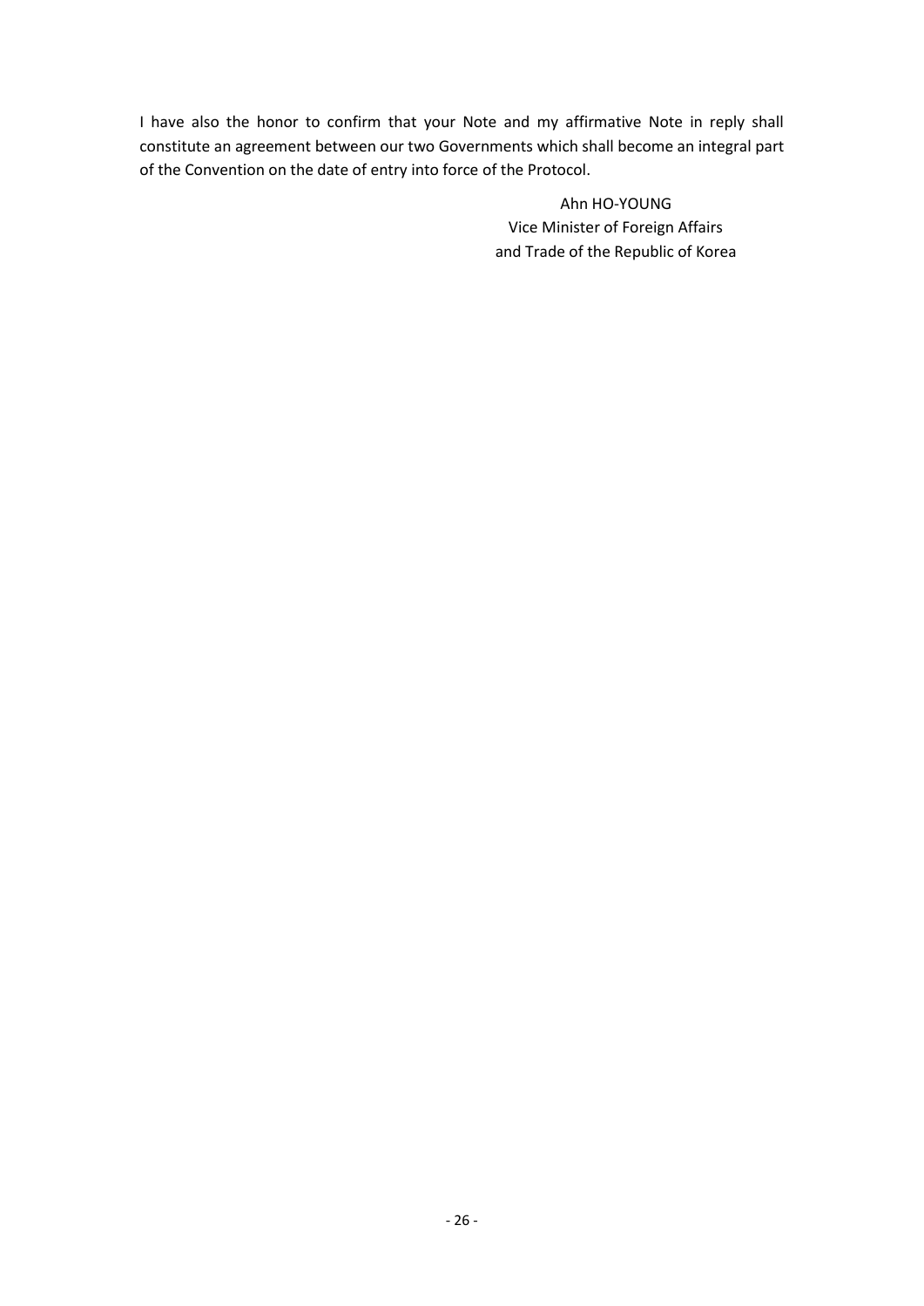I have also the honor to confirm that your Note and my affirmative Note in reply shall constitute an agreement between our two Governments which shall become an integral part of the Convention on the date of entry into force of the Protocol.

Ahn HO-YOUNG
Vice Minister of Foreign Affairs
and Trade of the Republic of Korea